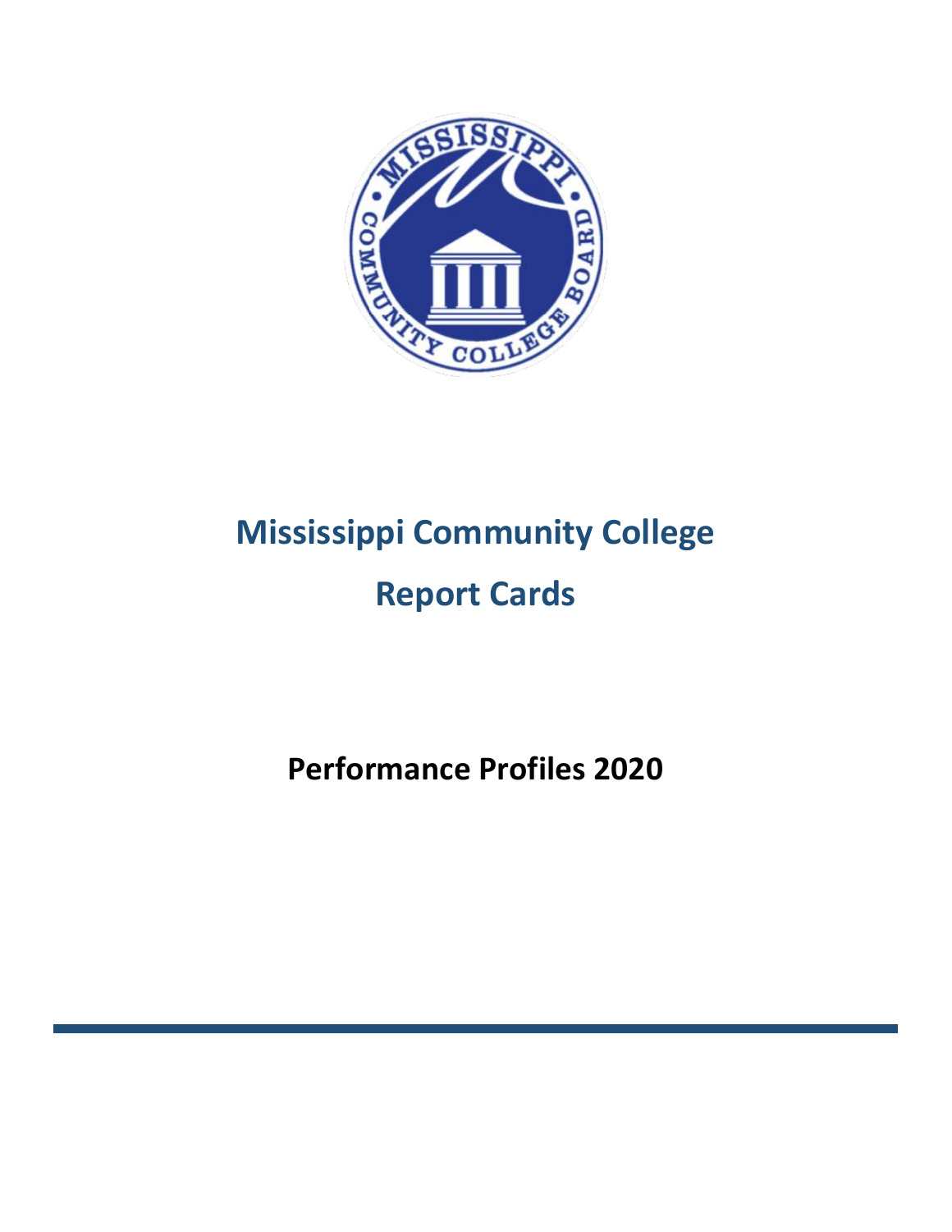# Mississippi Community College

# Report Cards

## Performance Profiles 2020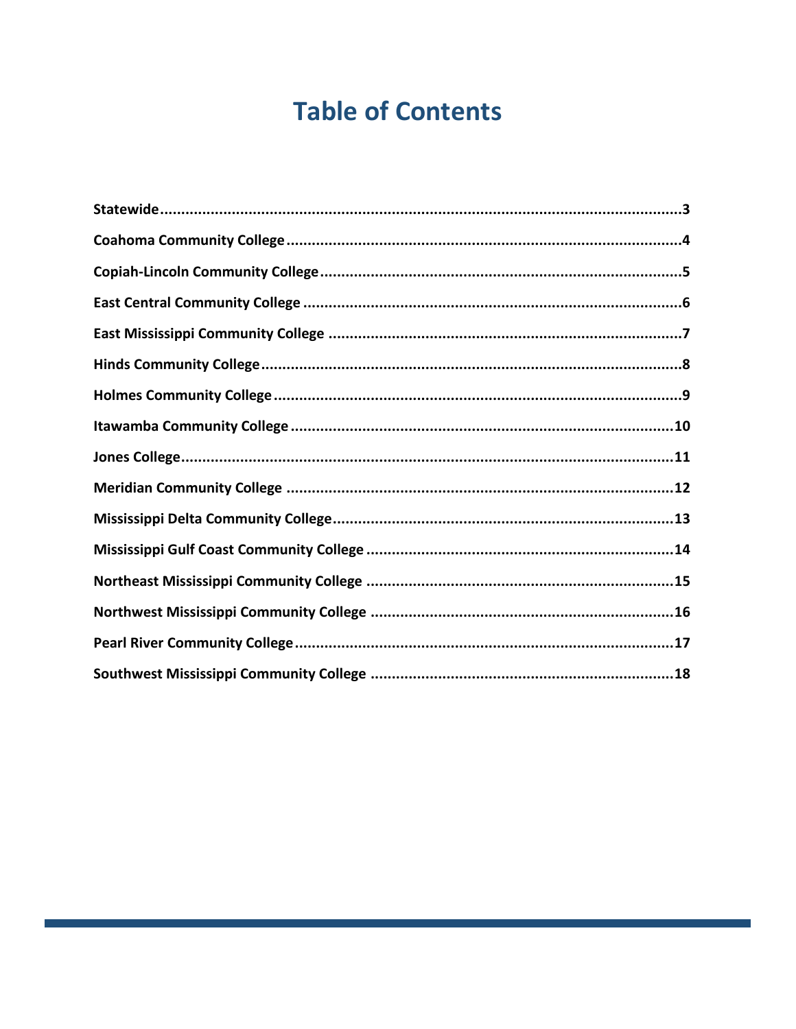# Table of Contents

| | |
|---|---|
| **Statewide** | **3** |
| **Coahoma Community College** | **4** |
| **Copiah-Lincoln Community College** | **5** |
| **East Central Community College** | **6** |
| **East Mississippi Community College** | **7** |
| **Hinds Community College** | **8** |
| **Holmes Community College** | **9** |
| **Itawamba Community College** | **10** |
| **Jones College** | **11** |
| **Meridian Community College** | **12** |
| **Mississippi Delta Community College** | **13** |
| **Mississippi Gulf Coast Community College** | **14** |
| **Northeast Mississippi Community College** | **15** |
| **Northwest Mississippi Community College** | **16** |
| **Pearl River Community College** | **17** |
| **Southwest Mississippi Community College** | **18** |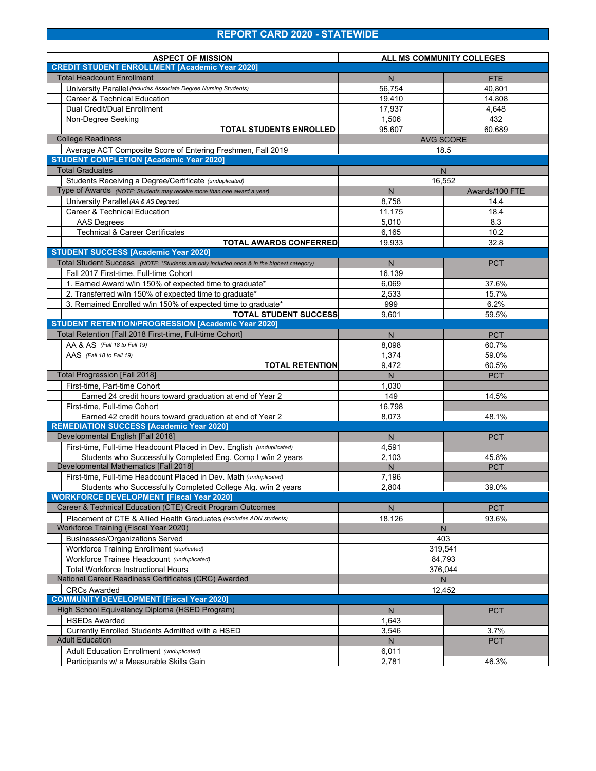# REPORT CARD 2020 - STATEWIDE

| ASPECT OF MISSION | ALL MS COMMUNITY COLLEGES | |
|---|---|---|
| **CREDIT STUDENT ENROLLMENT [Academic Year 2020]** | | |
| Total Headcount Enrollment | N | FTE |
| University Parallel *(includes Associate Degree Nursing Students)* | 56,754 | 40,801 |
| Career & Technical Education | 19,410 | 14,808 |
| Dual Credit/Dual Enrollment | 17,937 | 4,648 |
| Non-Degree Seeking | 1,506 | 432 |
| **TOTAL STUDENTS ENROLLED** | 95,607 | 60,689 |
| College Readiness | AVG SCORE | |
| Average ACT Composite Score of Entering Freshmen, Fall 2019 | 18.5 | |
| **STUDENT COMPLETION [Academic Year 2020]** | | |
| Total Graduates | N | |
| Students Receiving a Degree/Certificate *(unduplicated)* | 16,552 | |
| Type of Awards *(NOTE: Students may receive more than one award a year)* | N | Awards/100 FTE |
| University Parallel *(AA & AS Degrees)* | 8,758 | 14.4 |
| Career & Technical Education | 11,175 | 18.4 |
| AAS Degrees | 5,010 | 8.3 |
| Technical & Career Certificates | 6,165 | 10.2 |
| **TOTAL AWARDS CONFERRED** | 19,933 | 32.8 |
| **STUDENT SUCCESS [Academic Year 2020]** | | |
| Total Student Success *(NOTE: \*Students are only included once & in the highest category)* | N | PCT |
| Fall 2017 First-time, Full-time Cohort | 16,139 | |
| 1. Earned Award w/in 150% of expected time to graduate* | 6,069 | 37.6% |
| 2. Transferred w/in 150% of expected time to graduate* | 2,533 | 15.7% |
| 3. Remained Enrolled w/in 150% of expected time to graduate* | 999 | 6.2% |
| **TOTAL STUDENT SUCCESS** | 9,601 | 59.5% |
| **STUDENT RETENTION/PROGRESSION [Academic Year 2020]** | | |
| Total Retention [Fall 2018 First-time, Full-time Cohort] | N | PCT |
| AA & AS *(Fall 18 to Fall 19)* | 8,098 | 60.7% |
| AAS *(Fall 18 to Fall 19)* | 1,374 | 59.0% |
| **TOTAL RETENTION** | 9,472 | 60.5% |
| Total Progression [Fall 2018] | N | PCT |
| First-time, Part-time Cohort | 1,030 | |
| Earned 24 credit hours toward graduation at end of Year 2 | 149 | 14.5% |
| First-time, Full-time Cohort | 16,798 | |
| Earned 42 credit hours toward graduation at end of Year 2 | 8,073 | 48.1% |
| **REMEDIATION SUCCESS [Academic Year 2020]** | | |
| Developmental English [Fall 2018] | N | PCT |
| First-time, Full-time Headcount Placed in Dev. English *(unduplicated)* | 4,591 | |
| Students who Successfully Completed Eng. Comp I w/in 2 years | 2,103 | 45.8% |
| Developmental Mathematics [Fall 2018] | N | PCT |
| First-time, Full-time Headcount Placed in Dev. Math *(unduplicated)* | 7,196 | |
| Students who Successfully Completed College Alg. w/in 2 years | 2,804 | 39.0% |
| **WORKFORCE DEVELOPMENT [Fiscal Year 2020]** | | |
| Career & Technical Education (CTE) Credit Program Outcomes | N | PCT |
| Placement of CTE & Allied Health Graduates *(excludes ADN students)* | 18,126 | 93.6% |
| Workforce Training (Fiscal Year 2020) | N | |
| Businesses/Organizations Served | 403 | |
| Workforce Training Enrollment *(duplicated)* | 319,541 | |
| Workforce Trainee Headcount *(unduplicated)* | 84,793 | |
| Total Workforce Instructional Hours | 376,044 | |
| National Career Readiness Certificates (CRC) Awarded | N | |
| CRCs Awarded | 12,452 | |
| **COMMUNITY DEVELOPMENT [Fiscal Year 2020]** | | |
| High School Equivalency Diploma (HSED Program) | N | PCT |
| HSEDs Awarded | 1,643 | |
| Currently Enrolled Students Admitted with a HSED | 3,546 | 3.7% |
| Adult Education | N | PCT |
| Adult Education Enrollment *(unduplicated)* | 6,011 | |
| Participants w/ a Measurable Skills Gain | 2,781 | 46.3% |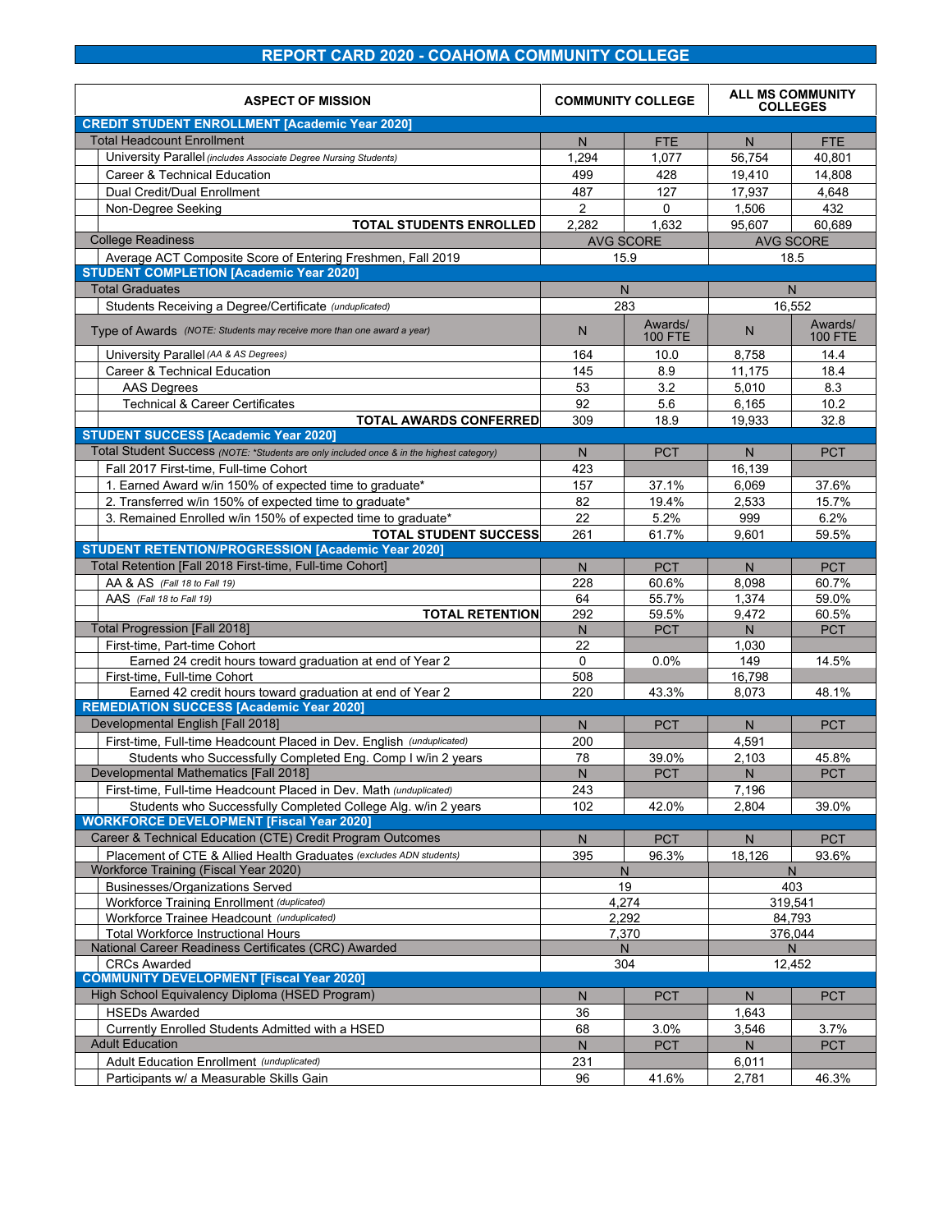# REPORT CARD 2020 - COAHOMA COMMUNITY COLLEGE

| ASPECT OF MISSION | COMMUNITY COLLEGE | | ALL MS COMMUNITY COLLEGES | |
|---|---|---|---|---|
| **CREDIT STUDENT ENROLLMENT [Academic Year 2020]** | | | | |
| Total Headcount Enrollment | N | FTE | N | FTE |
| University Parallel *(includes Associate Degree Nursing Students)* | 1,294 | 1,077 | 56,754 | 40,801 |
| Career & Technical Education | 499 | 428 | 19,410 | 14,808 |
| Dual Credit/Dual Enrollment | 487 | 127 | 17,937 | 4,648 |
| Non-Degree Seeking | 2 | 0 | 1,506 | 432 |
| **TOTAL STUDENTS ENROLLED** | 2,282 | 1,632 | 95,607 | 60,689 |
| College Readiness | AVG SCORE | | AVG SCORE | |
| Average ACT Composite Score of Entering Freshmen, Fall 2019 | 15.9 | | 18.5 | |
| **STUDENT COMPLETION [Academic Year 2020]** | | | | |
| Total Graduates | N | | N | |
| Students Receiving a Degree/Certificate *(unduplicated)* | 283 | | 16,552 | |
| Type of Awards *(NOTE: Students may receive more than one award a year)* | N | Awards/ 100 FTE | N | Awards/ 100 FTE |
| University Parallel *(AA & AS Degrees)* | 164 | 10.0 | 8,758 | 14.4 |
| Career & Technical Education | 145 | 8.9 | 11,175 | 18.4 |
| AAS Degrees | 53 | 3.2 | 5,010 | 8.3 |
| Technical & Career Certificates | 92 | 5.6 | 6,165 | 10.2 |
| **TOTAL AWARDS CONFERRED** | 309 | 18.9 | 19,933 | 32.8 |
| **STUDENT SUCCESS [Academic Year 2020]** | | | | |
| Total Student Success *(NOTE: \*Students are only included once & in the highest category)* | N | PCT | N | PCT |
| Fall 2017 First-time, Full-time Cohort | 423 | | 16,139 | |
| 1. Earned Award w/in 150% of expected time to graduate* | 157 | 37.1% | 6,069 | 37.6% |
| 2. Transferred w/in 150% of expected time to graduate* | 82 | 19.4% | 2,533 | 15.7% |
| 3. Remained Enrolled w/in 150% of expected time to graduate* | 22 | 5.2% | 999 | 6.2% |
| **TOTAL STUDENT SUCCESS** | 261 | 61.7% | 9,601 | 59.5% |
| **STUDENT RETENTION/PROGRESSION [Academic Year 2020]** | | | | |
| Total Retention [Fall 2018 First-time, Full-time Cohort] | N | PCT | N | PCT |
| AA & AS *(Fall 18 to Fall 19)* | 228 | 60.6% | 8,098 | 60.7% |
| AAS *(Fall 18 to Fall 19)* | 64 | 55.7% | 1,374 | 59.0% |
| **TOTAL RETENTION** | 292 | 59.5% | 9,472 | 60.5% |
| Total Progression [Fall 2018] | N | PCT | N | PCT |
| First-time, Part-time Cohort | 22 | | 1,030 | |
| Earned 24 credit hours toward graduation at end of Year 2 | 0 | 0.0% | 149 | 14.5% |
| First-time, Full-time Cohort | 508 | | 16,798 | |
| Earned 42 credit hours toward graduation at end of Year 2 | 220 | 43.3% | 8,073 | 48.1% |
| **REMEDIATION SUCCESS [Academic Year 2020]** | | | | |
| Developmental English [Fall 2018] | N | PCT | N | PCT |
| First-time, Full-time Headcount Placed in Dev. English *(unduplicated)* | 200 | | 4,591 | |
| Students who Successfully Completed Eng. Comp I w/in 2 years | 78 | 39.0% | 2,103 | 45.8% |
| Developmental Mathematics [Fall 2018] | N | PCT | N | PCT |
| First-time, Full-time Headcount Placed in Dev. Math *(unduplicated)* | 243 | | 7,196 | |
| Students who Successfully Completed College Alg. w/in 2 years | 102 | 42.0% | 2,804 | 39.0% |
| **WORKFORCE DEVELOPMENT [Fiscal Year 2020]** | | | | |
| Career & Technical Education (CTE) Credit Program Outcomes | N | PCT | N | PCT |
| Placement of CTE & Allied Health Graduates *(excludes ADN students)* | 395 | 96.3% | 18,126 | 93.6% |
| Workforce Training (Fiscal Year 2020) | N | | N | |
| Businesses/Organizations Served | 19 | | 403 | |
| Workforce Training Enrollment *(duplicated)* | 4,274 | | 319,541 | |
| Workforce Trainee Headcount *(unduplicated)* | 2,292 | | 84,793 | |
| Total Workforce Instructional Hours | 7,370 | | 376,044 | |
| National Career Readiness Certificates (CRC) Awarded | N | | N | |
| CRCs Awarded | 304 | | 12,452 | |
| **COMMUNITY DEVELOPMENT [Fiscal Year 2020]** | | | | |
| High School Equivalency Diploma (HSED Program) | N | PCT | N | PCT |
| HSEDs Awarded | 36 | | 1,643 | |
| Currently Enrolled Students Admitted with a HSED | 68 | 3.0% | 3,546 | 3.7% |
| Adult Education | N | PCT | N | PCT |
| Adult Education Enrollment *(unduplicated)* | 231 | | 6,011 | |
| Participants w/ a Measurable Skills Gain | 96 | 41.6% | 2,781 | 46.3% |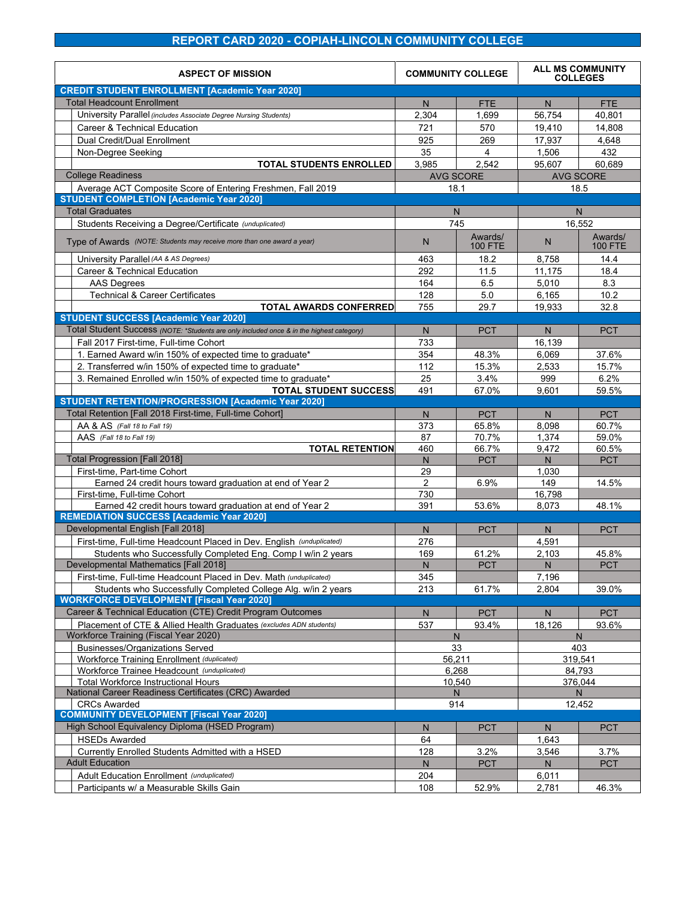## REPORT CARD 2020 - COPIAH-LINCOLN COMMUNITY COLLEGE

| ASPECT OF MISSION | COMMUNITY COLLEGE | | ALL MS COMMUNITY COLLEGES | |
|---|---|---|---|---|
| **CREDIT STUDENT ENROLLMENT [Academic Year 2020]** | | | | |
| Total Headcount Enrollment | N | FTE | N | FTE |
| University Parallel *(includes Associate Degree Nursing Students)* | 2,304 | 1,699 | 56,754 | 40,801 |
| Career & Technical Education | 721 | 570 | 19,410 | 14,808 |
| Dual Credit/Dual Enrollment | 925 | 269 | 17,937 | 4,648 |
| Non-Degree Seeking | 35 | 4 | 1,506 | 432 |
| **TOTAL STUDENTS ENROLLED** | 3,985 | 2,542 | 95,607 | 60,689 |
| College Readiness | AVG SCORE | | AVG SCORE | |
| Average ACT Composite Score of Entering Freshmen, Fall 2019 | 18.1 | | 18.5 | |
| **STUDENT COMPLETION [Academic Year 2020]** | | | | |
| Total Graduates | N | | N | |
| Students Receiving a Degree/Certificate *(unduplicated)* | 745 | | 16,552 | |
| Type of Awards *(NOTE: Students may receive more than one award a year)* | N | Awards/ 100 FTE | N | Awards/ 100 FTE |
| University Parallel *(AA & AS Degrees)* | 463 | 18.2 | 8,758 | 14.4 |
| Career & Technical Education | 292 | 11.5 | 11,175 | 18.4 |
| AAS Degrees | 164 | 6.5 | 5,010 | 8.3 |
| Technical & Career Certificates | 128 | 5.0 | 6,165 | 10.2 |
| **TOTAL AWARDS CONFERRED** | 755 | 29.7 | 19,933 | 32.8 |
| **STUDENT SUCCESS [Academic Year 2020]** | | | | |
| Total Student Success *(NOTE: \*Students are only included once & in the highest category)* | N | PCT | N | PCT |
| Fall 2017 First-time, Full-time Cohort | 733 | | 16,139 | |
| 1. Earned Award w/in 150% of expected time to graduate* | 354 | 48.3% | 6,069 | 37.6% |
| 2. Transferred w/in 150% of expected time to graduate* | 112 | 15.3% | 2,533 | 15.7% |
| 3. Remained Enrolled w/in 150% of expected time to graduate* | 25 | 3.4% | 999 | 6.2% |
| **TOTAL STUDENT SUCCESS** | 491 | 67.0% | 9,601 | 59.5% |
| **STUDENT RETENTION/PROGRESSION [Academic Year 2020]** | | | | |
| Total Retention [Fall 2018 First-time, Full-time Cohort] | N | PCT | N | PCT |
| AA & AS *(Fall 18 to Fall 19)* | 373 | 65.8% | 8,098 | 60.7% |
| AAS *(Fall 18 to Fall 19)* | 87 | 70.7% | 1,374 | 59.0% |
| **TOTAL RETENTION** | 460 | 66.7% | 9,472 | 60.5% |
| Total Progression [Fall 2018] | N | PCT | N | PCT |
| First-time, Part-time Cohort | 29 | | 1,030 | |
| Earned 24 credit hours toward graduation at end of Year 2 | 2 | 6.9% | 149 | 14.5% |
| First-time, Full-time Cohort | 730 | | 16,798 | |
| Earned 42 credit hours toward graduation at end of Year 2 | 391 | 53.6% | 8,073 | 48.1% |
| **REMEDIATION SUCCESS [Academic Year 2020]** | | | | |
| Developmental English [Fall 2018] | N | PCT | N | PCT |
| First-time, Full-time Headcount Placed in Dev. English *(unduplicated)* | 276 | | 4,591 | |
| Students who Successfully Completed Eng. Comp I w/in 2 years | 169 | 61.2% | 2,103 | 45.8% |
| Developmental Mathematics [Fall 2018] | N | PCT | N | PCT |
| First-time, Full-time Headcount Placed in Dev. Math *(unduplicated)* | 345 | | 7,196 | |
| Students who Successfully Completed College Alg. w/in 2 years | 213 | 61.7% | 2,804 | 39.0% |
| **WORKFORCE DEVELOPMENT [Fiscal Year 2020]** | | | | |
| Career & Technical Education (CTE) Credit Program Outcomes | N | PCT | N | PCT |
| Placement of CTE & Allied Health Graduates *(excludes ADN students)* | 537 | 93.4% | 18,126 | 93.6% |
| Workforce Training (Fiscal Year 2020) | N | | N | |
| Businesses/Organizations Served | 33 | | 403 | |
| Workforce Training Enrollment *(duplicated)* | 56,211 | | 319,541 | |
| Workforce Trainee Headcount *(unduplicated)* | 6,268 | | 84,793 | |
| Total Workforce Instructional Hours | 10,540 | | 376,044 | |
| National Career Readiness Certificates (CRC) Awarded | N | | N | |
| CRCs Awarded | 914 | | 12,452 | |
| **COMMUNITY DEVELOPMENT [Fiscal Year 2020]** | | | | |
| High School Equivalency Diploma (HSED Program) | N | PCT | N | PCT |
| HSEDs Awarded | 64 | | 1,643 | |
| Currently Enrolled Students Admitted with a HSED | 128 | 3.2% | 3,546 | 3.7% |
| Adult Education | N | PCT | N | PCT |
| Adult Education Enrollment *(unduplicated)* | 204 | | 6,011 | |
| Participants w/ a Measurable Skills Gain | 108 | 52.9% | 2,781 | 46.3% |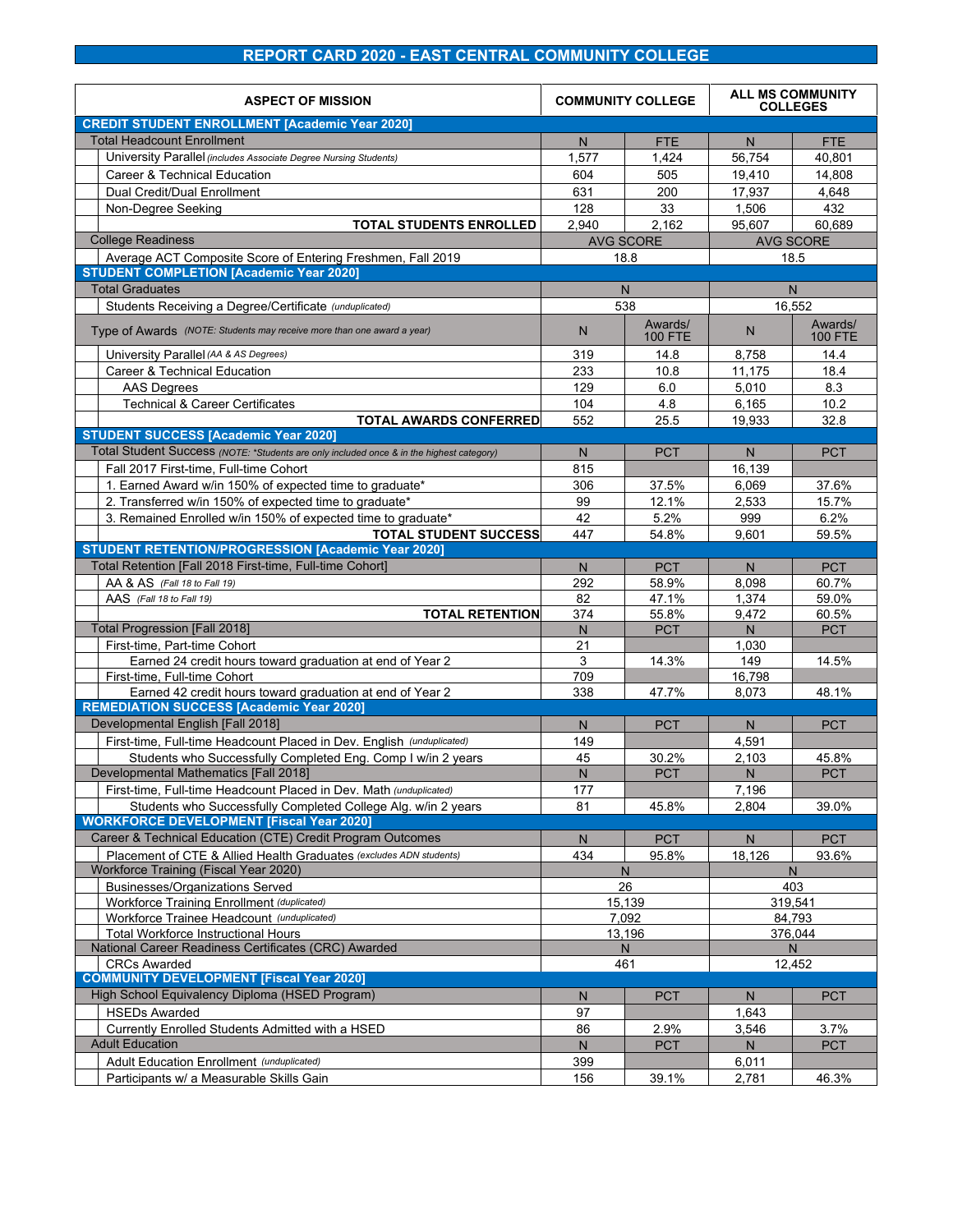# REPORT CARD 2020 - EAST CENTRAL COMMUNITY COLLEGE

| ASPECT OF MISSION | COMMUNITY COLLEGE | | ALL MS COMMUNITY COLLEGES | |
|---|---|---|---|---|
| **CREDIT STUDENT ENROLLMENT [Academic Year 2020]** | | | | |
| Total Headcount Enrollment | N | FTE | N | FTE |
| University Parallel *(includes Associate Degree Nursing Students)* | 1,577 | 1,424 | 56,754 | 40,801 |
| Career & Technical Education | 604 | 505 | 19,410 | 14,808 |
| Dual Credit/Dual Enrollment | 631 | 200 | 17,937 | 4,648 |
| Non-Degree Seeking | 128 | 33 | 1,506 | 432 |
| **TOTAL STUDENTS ENROLLED** | 2,940 | 2,162 | 95,607 | 60,689 |
| College Readiness | AVG SCORE | | AVG SCORE | |
| Average ACT Composite Score of Entering Freshmen, Fall 2019 | 18.8 | | 18.5 | |
| **STUDENT COMPLETION [Academic Year 2020]** | | | | |
| Total Graduates | N | | N | |
| Students Receiving a Degree/Certificate *(unduplicated)* | 538 | | 16,552 | |
| Type of Awards *(NOTE: Students may receive more than one award a year)* | N | Awards/ 100 FTE | N | Awards/ 100 FTE |
| University Parallel *(AA & AS Degrees)* | 319 | 14.8 | 8,758 | 14.4 |
| Career & Technical Education | 233 | 10.8 | 11,175 | 18.4 |
| AAS Degrees | 129 | 6.0 | 5,010 | 8.3 |
| Technical & Career Certificates | 104 | 4.8 | 6,165 | 10.2 |
| **TOTAL AWARDS CONFERRED** | 552 | 25.5 | 19,933 | 32.8 |
| **STUDENT SUCCESS [Academic Year 2020]** | | | | |
| Total Student Success *(NOTE: \*Students are only included once & in the highest category)* | N | PCT | N | PCT |
| Fall 2017 First-time, Full-time Cohort | 815 | | 16,139 | |
| 1. Earned Award w/in 150% of expected time to graduate* | 306 | 37.5% | 6,069 | 37.6% |
| 2. Transferred w/in 150% of expected time to graduate* | 99 | 12.1% | 2,533 | 15.7% |
| 3. Remained Enrolled w/in 150% of expected time to graduate* | 42 | 5.2% | 999 | 6.2% |
| **TOTAL STUDENT SUCCESS** | 447 | 54.8% | 9,601 | 59.5% |
| **STUDENT RETENTION/PROGRESSION [Academic Year 2020]** | | | | |
| Total Retention [Fall 2018 First-time, Full-time Cohort] | N | PCT | N | PCT |
| AA & AS *(Fall 18 to Fall 19)* | 292 | 58.9% | 8,098 | 60.7% |
| AAS *(Fall 18 to Fall 19)* | 82 | 47.1% | 1,374 | 59.0% |
| **TOTAL RETENTION** | 374 | 55.8% | 9,472 | 60.5% |
| Total Progression [Fall 2018] | N | PCT | N | PCT |
| First-time, Part-time Cohort | 21 | | 1,030 | |
| Earned 24 credit hours toward graduation at end of Year 2 | 3 | 14.3% | 149 | 14.5% |
| First-time, Full-time Cohort | 709 | | 16,798 | |
| Earned 42 credit hours toward graduation at end of Year 2 | 338 | 47.7% | 8,073 | 48.1% |
| **REMEDIATION SUCCESS [Academic Year 2020]** | | | | |
| Developmental English [Fall 2018] | N | PCT | N | PCT |
| First-time, Full-time Headcount Placed in Dev. English *(unduplicated)* | 149 | | 4,591 | |
| Students who Successfully Completed Eng. Comp I w/in 2 years | 45 | 30.2% | 2,103 | 45.8% |
| Developmental Mathematics [Fall 2018] | N | PCT | N | PCT |
| First-time, Full-time Headcount Placed in Dev. Math *(unduplicated)* | 177 | | 7,196 | |
| Students who Successfully Completed College Alg. w/in 2 years | 81 | 45.8% | 2,804 | 39.0% |
| **WORKFORCE DEVELOPMENT [Fiscal Year 2020]** | | | | |
| Career & Technical Education (CTE) Credit Program Outcomes | N | PCT | N | PCT |
| Placement of CTE & Allied Health Graduates *(excludes ADN students)* | 434 | 95.8% | 18,126 | 93.6% |
| Workforce Training (Fiscal Year 2020) | N | | N | |
| Businesses/Organizations Served | 26 | | 403 | |
| Workforce Training Enrollment *(duplicated)* | 15,139 | | 319,541 | |
| Workforce Trainee Headcount *(unduplicated)* | 7,092 | | 84,793 | |
| Total Workforce Instructional Hours | 13,196 | | 376,044 | |
| National Career Readiness Certificates (CRC) Awarded | N | | N | |
| CRCs Awarded | 461 | | 12,452 | |
| **COMMUNITY DEVELOPMENT [Fiscal Year 2020]** | | | | |
| High School Equivalency Diploma (HSED Program) | N | PCT | N | PCT |
| HSEDs Awarded | 97 | | 1,643 | |
| Currently Enrolled Students Admitted with a HSED | 86 | 2.9% | 3,546 | 3.7% |
| Adult Education | N | PCT | N | PCT |
| Adult Education Enrollment *(unduplicated)* | 399 | | 6,011 | |
| Participants w/ a Measurable Skills Gain | 156 | 39.1% | 2,781 | 46.3% |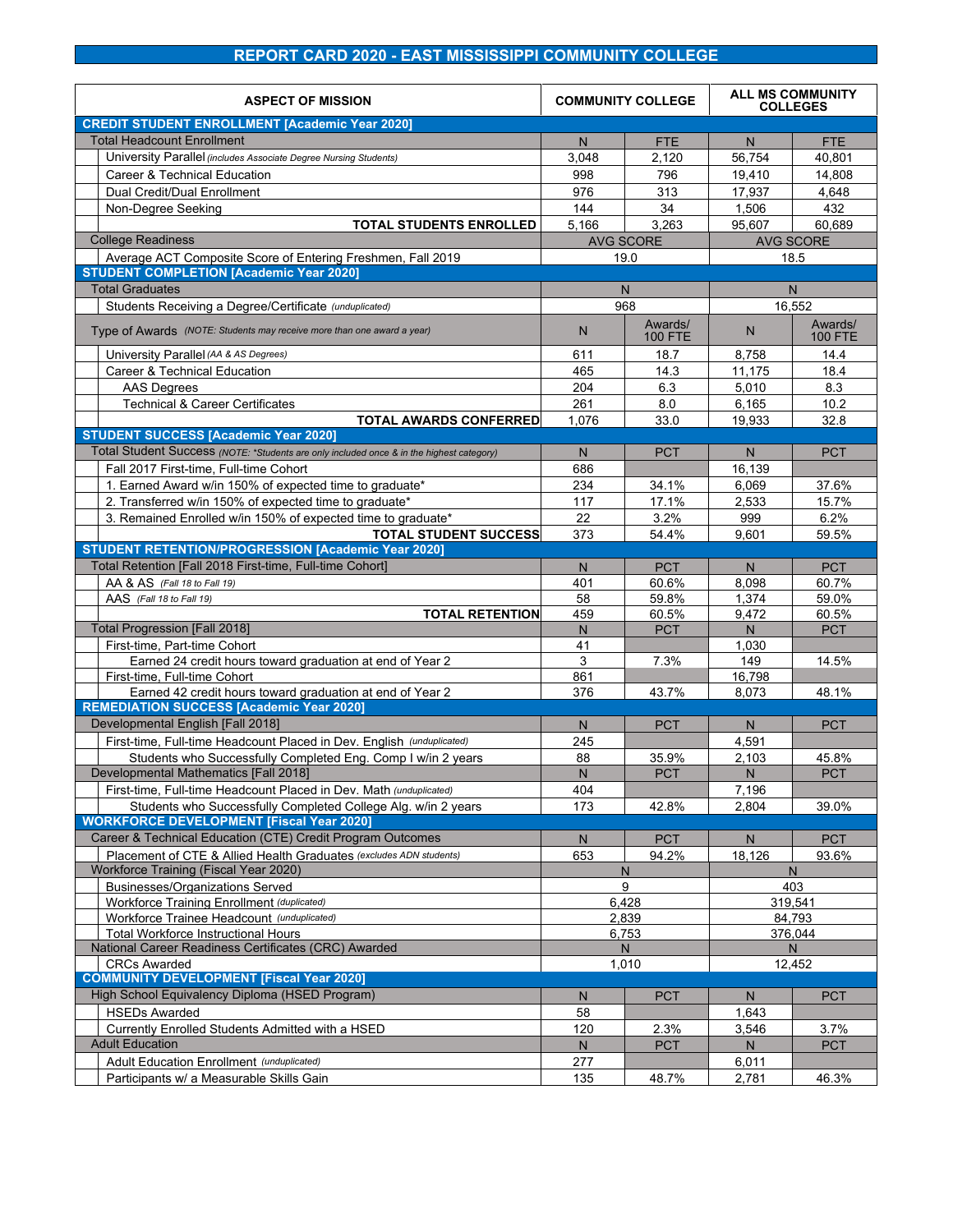# REPORT CARD 2020 - EAST MISSISSIPPI COMMUNITY COLLEGE

| ASPECT OF MISSION | COMMUNITY COLLEGE | | ALL MS COMMUNITY COLLEGES | |
|---|---|---|---|---|
| **CREDIT STUDENT ENROLLMENT [Academic Year 2020]** | | | | |
| Total Headcount Enrollment | N | FTE | N | FTE |
| University Parallel *(includes Associate Degree Nursing Students)* | 3,048 | 2,120 | 56,754 | 40,801 |
| Career & Technical Education | 998 | 796 | 19,410 | 14,808 |
| Dual Credit/Dual Enrollment | 976 | 313 | 17,937 | 4,648 |
| Non-Degree Seeking | 144 | 34 | 1,506 | 432 |
| **TOTAL STUDENTS ENROLLED** | 5,166 | 3,263 | 95,607 | 60,689 |
| College Readiness | AVG SCORE | | AVG SCORE | |
| Average ACT Composite Score of Entering Freshmen, Fall 2019 | 19.0 | | 18.5 | |
| **STUDENT COMPLETION [Academic Year 2020]** | | | | |
| Total Graduates | N | | N | |
| Students Receiving a Degree/Certificate *(unduplicated)* | 968 | | 16,552 | |
| Type of Awards *(NOTE: Students may receive more than one award a year)* | N | Awards/ 100 FTE | N | Awards/ 100 FTE |
| University Parallel *(AA & AS Degrees)* | 611 | 18.7 | 8,758 | 14.4 |
| Career & Technical Education | 465 | 14.3 | 11,175 | 18.4 |
| AAS Degrees | 204 | 6.3 | 5,010 | 8.3 |
| Technical & Career Certificates | 261 | 8.0 | 6,165 | 10.2 |
| **TOTAL AWARDS CONFERRED** | 1,076 | 33.0 | 19,933 | 32.8 |
| **STUDENT SUCCESS [Academic Year 2020]** | | | | |
| Total Student Success *(NOTE: \*Students are only included once & in the highest category)* | N | PCT | N | PCT |
| Fall 2017 First-time, Full-time Cohort | 686 | | 16,139 | |
| 1. Earned Award w/in 150% of expected time to graduate* | 234 | 34.1% | 6,069 | 37.6% |
| 2. Transferred w/in 150% of expected time to graduate* | 117 | 17.1% | 2,533 | 15.7% |
| 3. Remained Enrolled w/in 150% of expected time to graduate* | 22 | 3.2% | 999 | 6.2% |
| **TOTAL STUDENT SUCCESS** | 373 | 54.4% | 9,601 | 59.5% |
| **STUDENT RETENTION/PROGRESSION [Academic Year 2020]** | | | | |
| Total Retention [Fall 2018 First-time, Full-time Cohort] | N | PCT | N | PCT |
| AA & AS *(Fall 18 to Fall 19)* | 401 | 60.6% | 8,098 | 60.7% |
| AAS *(Fall 18 to Fall 19)* | 58 | 59.8% | 1,374 | 59.0% |
| **TOTAL RETENTION** | 459 | 60.5% | 9,472 | 60.5% |
| Total Progression [Fall 2018] | N | PCT | N | PCT |
| First-time, Part-time Cohort | 41 | | 1,030 | |
| Earned 24 credit hours toward graduation at end of Year 2 | 3 | 7.3% | 149 | 14.5% |
| First-time, Full-time Cohort | 861 | | 16,798 | |
| Earned 42 credit hours toward graduation at end of Year 2 | 376 | 43.7% | 8,073 | 48.1% |
| **REMEDIATION SUCCESS [Academic Year 2020]** | | | | |
| Developmental English [Fall 2018] | N | PCT | N | PCT |
| First-time, Full-time Headcount Placed in Dev. English *(unduplicated)* | 245 | | 4,591 | |
| Students who Successfully Completed Eng. Comp I w/in 2 years | 88 | 35.9% | 2,103 | 45.8% |
| Developmental Mathematics [Fall 2018] | N | PCT | N | PCT |
| First-time, Full-time Headcount Placed in Dev. Math *(unduplicated)* | 404 | | 7,196 | |
| Students who Successfully Completed College Alg. w/in 2 years | 173 | 42.8% | 2,804 | 39.0% |
| **WORKFORCE DEVELOPMENT [Fiscal Year 2020]** | | | | |
| Career & Technical Education (CTE) Credit Program Outcomes | N | PCT | N | PCT |
| Placement of CTE & Allied Health Graduates *(excludes ADN students)* | 653 | 94.2% | 18,126 | 93.6% |
| Workforce Training (Fiscal Year 2020) | N | | N | |
| Businesses/Organizations Served | 9 | | 403 | |
| Workforce Training Enrollment *(duplicated)* | 6,428 | | 319,541 | |
| Workforce Trainee Headcount *(unduplicated)* | 2,839 | | 84,793 | |
| Total Workforce Instructional Hours | 6,753 | | 376,044 | |
| National Career Readiness Certificates (CRC) Awarded | N | | N | |
| CRCs Awarded | 1,010 | | 12,452 | |
| **COMMUNITY DEVELOPMENT [Fiscal Year 2020]** | | | | |
| High School Equivalency Diploma (HSED Program) | N | PCT | N | PCT |
| HSEDs Awarded | 58 | | 1,643 | |
| Currently Enrolled Students Admitted with a HSED | 120 | 2.3% | 3,546 | 3.7% |
| Adult Education | N | PCT | N | PCT |
| Adult Education Enrollment *(unduplicated)* | 277 | | 6,011 | |
| Participants w/ a Measurable Skills Gain | 135 | 48.7% | 2,781 | 46.3% |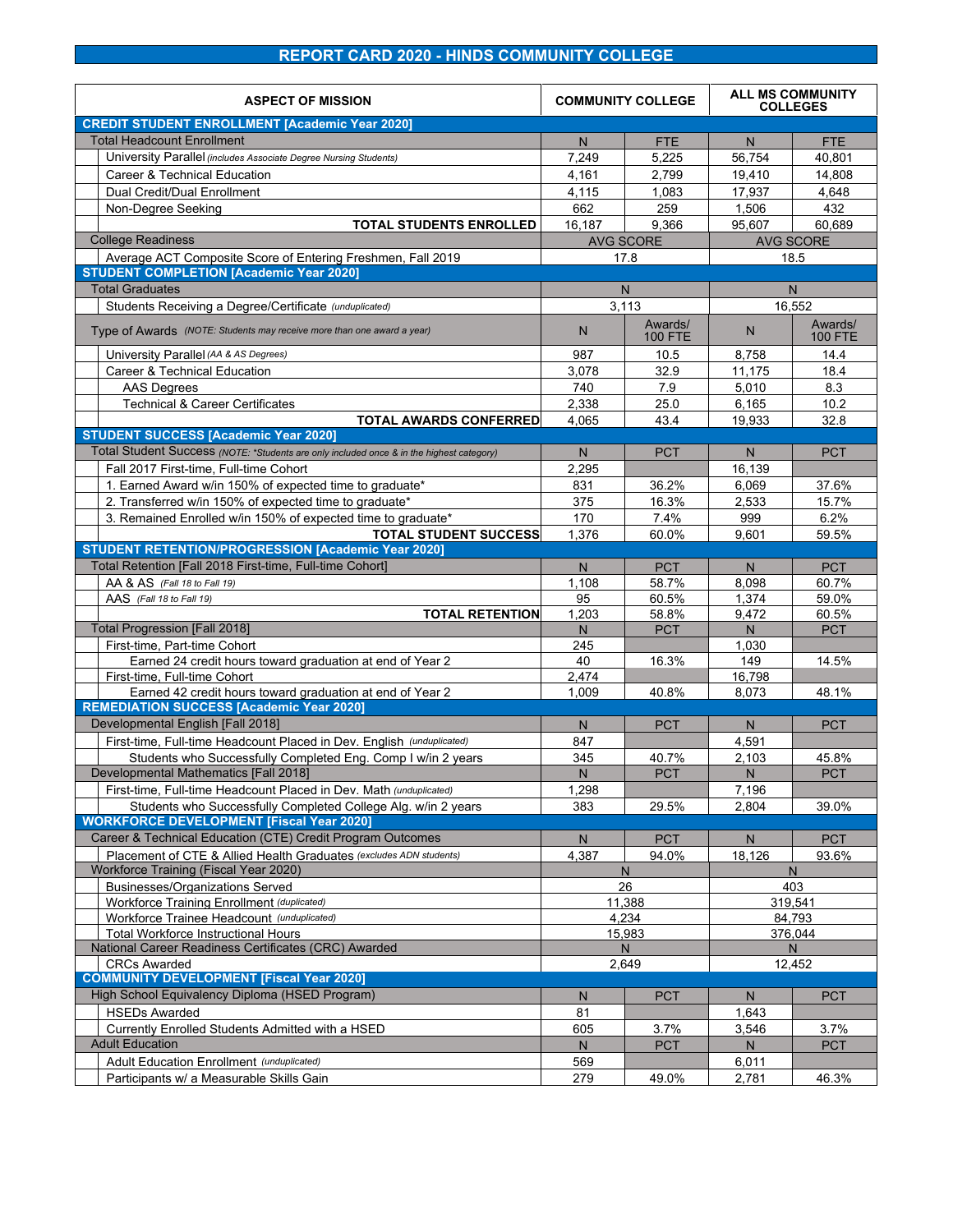# REPORT CARD 2020 - HINDS COMMUNITY COLLEGE

| ASPECT OF MISSION | COMMUNITY COLLEGE | | ALL MS COMMUNITY COLLEGES | |
|---|---|---|---|---|
| **CREDIT STUDENT ENROLLMENT [Academic Year 2020]** | | | | |
| Total Headcount Enrollment | N | FTE | N | FTE |
| University Parallel *(includes Associate Degree Nursing Students)* | 7,249 | 5,225 | 56,754 | 40,801 |
| Career & Technical Education | 4,161 | 2,799 | 19,410 | 14,808 |
| Dual Credit/Dual Enrollment | 4,115 | 1,083 | 17,937 | 4,648 |
| Non-Degree Seeking | 662 | 259 | 1,506 | 432 |
| **TOTAL STUDENTS ENROLLED** | 16,187 | 9,366 | 95,607 | 60,689 |
| College Readiness | AVG SCORE | | AVG SCORE | |
| Average ACT Composite Score of Entering Freshmen, Fall 2019 | 17.8 | | 18.5 | |
| **STUDENT COMPLETION [Academic Year 2020]** | | | | |
| Total Graduates | N | | N | |
| Students Receiving a Degree/Certificate *(unduplicated)* | 3,113 | | 16,552 | |
| Type of Awards *(NOTE: Students may receive more than one award a year)* | N | Awards/ 100 FTE | N | Awards/ 100 FTE |
| University Parallel *(AA & AS Degrees)* | 987 | 10.5 | 8,758 | 14.4 |
| Career & Technical Education | 3,078 | 32.9 | 11,175 | 18.4 |
| AAS Degrees | 740 | 7.9 | 5,010 | 8.3 |
| Technical & Career Certificates | 2,338 | 25.0 | 6,165 | 10.2 |
| **TOTAL AWARDS CONFERRED** | 4,065 | 43.4 | 19,933 | 32.8 |
| **STUDENT SUCCESS [Academic Year 2020]** | | | | |
| Total Student Success *(NOTE: \*Students are only included once & in the highest category)* | N | PCT | N | PCT |
| Fall 2017 First-time, Full-time Cohort | 2,295 | | 16,139 | |
| 1. Earned Award w/in 150% of expected time to graduate* | 831 | 36.2% | 6,069 | 37.6% |
| 2. Transferred w/in 150% of expected time to graduate* | 375 | 16.3% | 2,533 | 15.7% |
| 3. Remained Enrolled w/in 150% of expected time to graduate* | 170 | 7.4% | 999 | 6.2% |
| **TOTAL STUDENT SUCCESS** | 1,376 | 60.0% | 9,601 | 59.5% |
| **STUDENT RETENTION/PROGRESSION [Academic Year 2020]** | | | | |
| Total Retention [Fall 2018 First-time, Full-time Cohort] | N | PCT | N | PCT |
| AA & AS *(Fall 18 to Fall 19)* | 1,108 | 58.7% | 8,098 | 60.7% |
| AAS *(Fall 18 to Fall 19)* | 95 | 60.5% | 1,374 | 59.0% |
| **TOTAL RETENTION** | 1,203 | 58.8% | 9,472 | 60.5% |
| Total Progression [Fall 2018] | N | PCT | N | PCT |
| First-time, Part-time Cohort | 245 | | 1,030 | |
| Earned 24 credit hours toward graduation at end of Year 2 | 40 | 16.3% | 149 | 14.5% |
| First-time, Full-time Cohort | 2,474 | | 16,798 | |
| Earned 42 credit hours toward graduation at end of Year 2 | 1,009 | 40.8% | 8,073 | 48.1% |
| **REMEDIATION SUCCESS [Academic Year 2020]** | | | | |
| Developmental English [Fall 2018] | N | PCT | N | PCT |
| First-time, Full-time Headcount Placed in Dev. English *(unduplicated)* | 847 | | 4,591 | |
| Students who Successfully Completed Eng. Comp I w/in 2 years | 345 | 40.7% | 2,103 | 45.8% |
| Developmental Mathematics [Fall 2018] | N | PCT | N | PCT |
| First-time, Full-time Headcount Placed in Dev. Math *(unduplicated)* | 1,298 | | 7,196 | |
| Students who Successfully Completed College Alg. w/in 2 years | 383 | 29.5% | 2,804 | 39.0% |
| **WORKFORCE DEVELOPMENT [Fiscal Year 2020]** | | | | |
| Career & Technical Education (CTE) Credit Program Outcomes | N | PCT | N | PCT |
| Placement of CTE & Allied Health Graduates *(excludes ADN students)* | 4,387 | 94.0% | 18,126 | 93.6% |
| Workforce Training (Fiscal Year 2020) | N | | N | |
| Businesses/Organizations Served | 26 | | 403 | |
| Workforce Training Enrollment *(duplicated)* | 11,388 | | 319,541 | |
| Workforce Trainee Headcount *(unduplicated)* | 4,234 | | 84,793 | |
| Total Workforce Instructional Hours | 15,983 | | 376,044 | |
| National Career Readiness Certificates (CRC) Awarded | N | | N | |
| CRCs Awarded | 2,649 | | 12,452 | |
| **COMMUNITY DEVELOPMENT [Fiscal Year 2020]** | | | | |
| High School Equivalency Diploma (HSED Program) | N | PCT | N | PCT |
| HSEDs Awarded | 81 | | 1,643 | |
| Currently Enrolled Students Admitted with a HSED | 605 | 3.7% | 3,546 | 3.7% |
| Adult Education | N | PCT | N | PCT |
| Adult Education Enrollment *(unduplicated)* | 569 | | 6,011 | |
| Participants w/ a Measurable Skills Gain | 279 | 49.0% | 2,781 | 46.3% |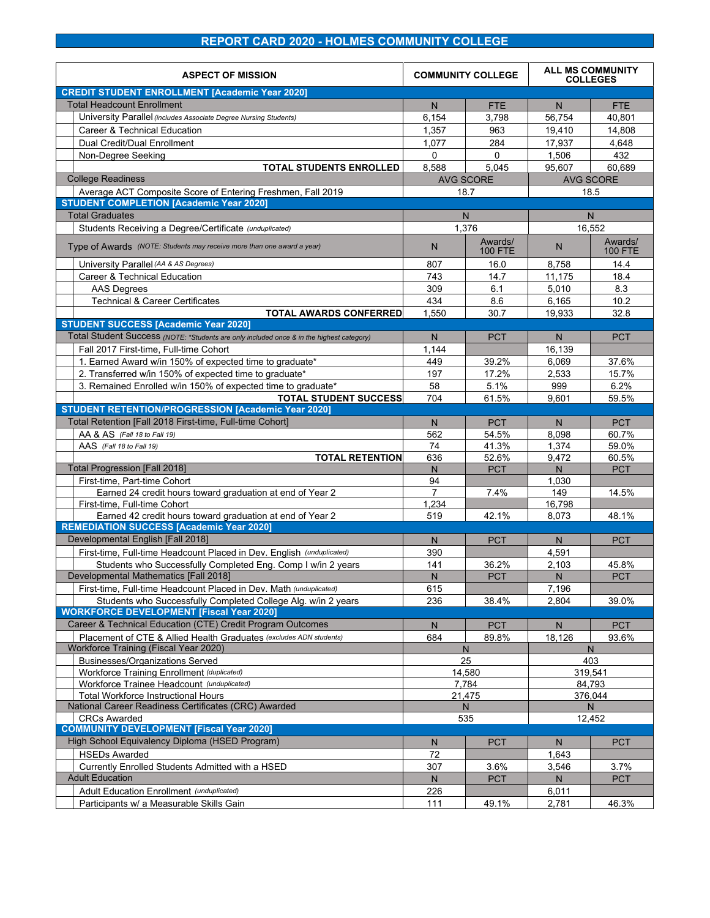# REPORT CARD 2020 - HOLMES COMMUNITY COLLEGE

| ASPECT OF MISSION | COMMUNITY COLLEGE | | ALL MS COMMUNITY COLLEGES | |
|---|---|---|---|---|
| **CREDIT STUDENT ENROLLMENT [Academic Year 2020]** | | | | |
| Total Headcount Enrollment | N | FTE | N | FTE |
| University Parallel *(includes Associate Degree Nursing Students)* | 6,154 | 3,798 | 56,754 | 40,801 |
| Career & Technical Education | 1,357 | 963 | 19,410 | 14,808 |
| Dual Credit/Dual Enrollment | 1,077 | 284 | 17,937 | 4,648 |
| Non-Degree Seeking | 0 | 0 | 1,506 | 432 |
| **TOTAL STUDENTS ENROLLED** | 8,588 | 5,045 | 95,607 | 60,689 |
| College Readiness | AVG SCORE | | AVG SCORE | |
| Average ACT Composite Score of Entering Freshmen, Fall 2019 | 18.7 | | 18.5 | |
| **STUDENT COMPLETION [Academic Year 2020]** | | | | |
| Total Graduates | N | | N | |
| Students Receiving a Degree/Certificate *(unduplicated)* | 1,376 | | 16,552 | |
| Type of Awards *(NOTE: Students may receive more than one award a year)* | N | Awards/ 100 FTE | N | Awards/ 100 FTE |
| University Parallel *(AA & AS Degrees)* | 807 | 16.0 | 8,758 | 14.4 |
| Career & Technical Education | 743 | 14.7 | 11,175 | 18.4 |
| AAS Degrees | 309 | 6.1 | 5,010 | 8.3 |
| Technical & Career Certificates | 434 | 8.6 | 6,165 | 10.2 |
| **TOTAL AWARDS CONFERRED** | 1,550 | 30.7 | 19,933 | 32.8 |
| **STUDENT SUCCESS [Academic Year 2020]** | | | | |
| Total Student Success *(NOTE: \*Students are only included once & in the highest category)* | N | PCT | N | PCT |
| Fall 2017 First-time, Full-time Cohort | 1,144 | | 16,139 | |
| 1. Earned Award w/in 150% of expected time to graduate* | 449 | 39.2% | 6,069 | 37.6% |
| 2. Transferred w/in 150% of expected time to graduate* | 197 | 17.2% | 2,533 | 15.7% |
| 3. Remained Enrolled w/in 150% of expected time to graduate* | 58 | 5.1% | 999 | 6.2% |
| **TOTAL STUDENT SUCCESS** | 704 | 61.5% | 9,601 | 59.5% |
| **STUDENT RETENTION/PROGRESSION [Academic Year 2020]** | | | | |
| Total Retention [Fall 2018 First-time, Full-time Cohort] | N | PCT | N | PCT |
| AA & AS *(Fall 18 to Fall 19)* | 562 | 54.5% | 8,098 | 60.7% |
| AAS *(Fall 18 to Fall 19)* | 74 | 41.3% | 1,374 | 59.0% |
| **TOTAL RETENTION** | 636 | 52.6% | 9,472 | 60.5% |
| Total Progression [Fall 2018] | N | PCT | N | PCT |
| First-time, Part-time Cohort | 94 | | 1,030 | |
| Earned 24 credit hours toward graduation at end of Year 2 | 7 | 7.4% | 149 | 14.5% |
| First-time, Full-time Cohort | 1,234 | | 16,798 | |
| Earned 42 credit hours toward graduation at end of Year 2 | 519 | 42.1% | 8,073 | 48.1% |
| **REMEDIATION SUCCESS [Academic Year 2020]** | | | | |
| Developmental English [Fall 2018] | N | PCT | N | PCT |
| First-time, Full-time Headcount Placed in Dev. English *(unduplicated)* | 390 | | 4,591 | |
| Students who Successfully Completed Eng. Comp I w/in 2 years | 141 | 36.2% | 2,103 | 45.8% |
| Developmental Mathematics [Fall 2018] | N | PCT | N | PCT |
| First-time, Full-time Headcount Placed in Dev. Math *(unduplicated)* | 615 | | 7,196 | |
| Students who Successfully Completed College Alg. w/in 2 years | 236 | 38.4% | 2,804 | 39.0% |
| **WORKFORCE DEVELOPMENT [Fiscal Year 2020]** | | | | |
| Career & Technical Education (CTE) Credit Program Outcomes | N | PCT | N | PCT |
| Placement of CTE & Allied Health Graduates *(excludes ADN students)* | 684 | 89.8% | 18,126 | 93.6% |
| Workforce Training (Fiscal Year 2020) | N | | N | |
| Businesses/Organizations Served | 25 | | 403 | |
| Workforce Training Enrollment *(duplicated)* | 14,580 | | 319,541 | |
| Workforce Trainee Headcount *(unduplicated)* | 7,784 | | 84,793 | |
| Total Workforce Instructional Hours | 21,475 | | 376,044 | |
| National Career Readiness Certificates (CRC) Awarded | N | | N | |
| CRCs Awarded | 535 | | 12,452 | |
| **COMMUNITY DEVELOPMENT [Fiscal Year 2020]** | | | | |
| High School Equivalency Diploma (HSED Program) | N | PCT | N | PCT |
| HSEDs Awarded | 72 | | 1,643 | |
| Currently Enrolled Students Admitted with a HSED | 307 | 3.6% | 3,546 | 3.7% |
| Adult Education | N | PCT | N | PCT |
| Adult Education Enrollment *(unduplicated)* | 226 | | 6,011 | |
| Participants w/ a Measurable Skills Gain | 111 | 49.1% | 2,781 | 46.3% |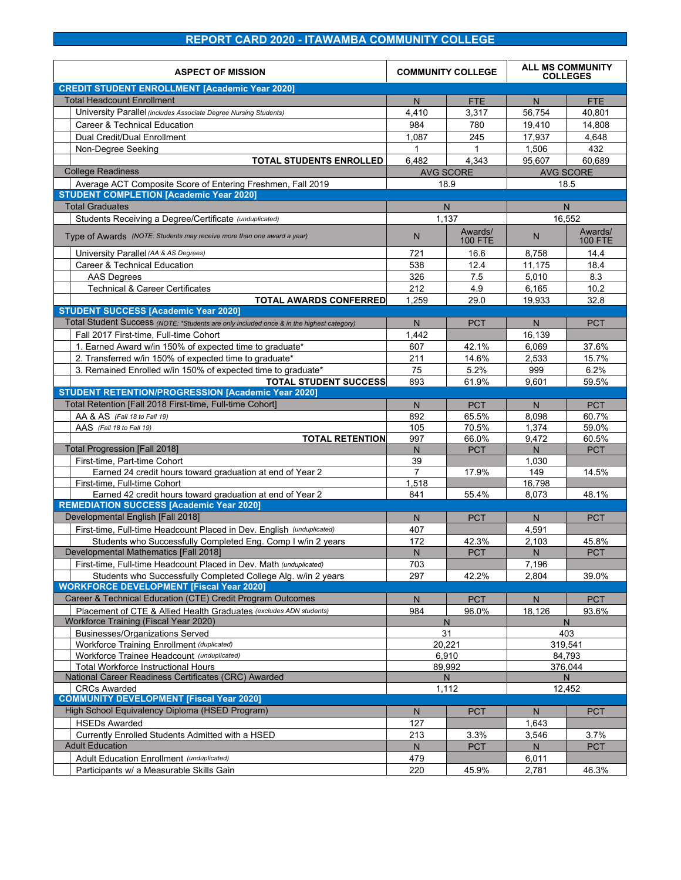# REPORT CARD 2020 - ITAWAMBA COMMUNITY COLLEGE

| ASPECT OF MISSION | COMMUNITY COLLEGE | | ALL MS COMMUNITY COLLEGES | |
|---|---|---|---|---|
| **CREDIT STUDENT ENROLLMENT [Academic Year 2020]** | | | | |
| Total Headcount Enrollment | N | FTE | N | FTE |
| University Parallel *(includes Associate Degree Nursing Students)* | 4,410 | 3,317 | 56,754 | 40,801 |
| Career & Technical Education | 984 | 780 | 19,410 | 14,808 |
| Dual Credit/Dual Enrollment | 1,087 | 245 | 17,937 | 4,648 |
| Non-Degree Seeking | 1 | 1 | 1,506 | 432 |
| **TOTAL STUDENTS ENROLLED** | 6,482 | 4,343 | 95,607 | 60,689 |
| College Readiness | AVG SCORE | | AVG SCORE | |
| Average ACT Composite Score of Entering Freshmen, Fall 2019 | 18.9 | | 18.5 | |
| **STUDENT COMPLETION [Academic Year 2020]** | | | | |
| Total Graduates | N | | N | |
| Students Receiving a Degree/Certificate *(unduplicated)* | 1,137 | | 16,552 | |
| Type of Awards *(NOTE: Students may receive more than one award a year)* | N | Awards/ 100 FTE | N | Awards/ 100 FTE |
| University Parallel *(AA & AS Degrees)* | 721 | 16.6 | 8,758 | 14.4 |
| Career & Technical Education | 538 | 12.4 | 11,175 | 18.4 |
| AAS Degrees | 326 | 7.5 | 5,010 | 8.3 |
| Technical & Career Certificates | 212 | 4.9 | 6,165 | 10.2 |
| **TOTAL AWARDS CONFERRED** | 1,259 | 29.0 | 19,933 | 32.8 |
| **STUDENT SUCCESS [Academic Year 2020]** | | | | |
| Total Student Success *(NOTE: *Students are only included once & in the highest category)* | N | PCT | N | PCT |
| Fall 2017 First-time, Full-time Cohort | 1,442 | | 16,139 | |
| 1. Earned Award w/in 150% of expected time to graduate* | 607 | 42.1% | 6,069 | 37.6% |
| 2. Transferred w/in 150% of expected time to graduate* | 211 | 14.6% | 2,533 | 15.7% |
| 3. Remained Enrolled w/in 150% of expected time to graduate* | 75 | 5.2% | 999 | 6.2% |
| **TOTAL STUDENT SUCCESS** | 893 | 61.9% | 9,601 | 59.5% |
| **STUDENT RETENTION/PROGRESSION [Academic Year 2020]** | | | | |
| Total Retention [Fall 2018 First-time, Full-time Cohort] | N | PCT | N | PCT |
| AA & AS *(Fall 18 to Fall 19)* | 892 | 65.5% | 8,098 | 60.7% |
| AAS *(Fall 18 to Fall 19)* | 105 | 70.5% | 1,374 | 59.0% |
| **TOTAL RETENTION** | 997 | 66.0% | 9,472 | 60.5% |
| Total Progression [Fall 2018] | N | PCT | N | PCT |
| First-time, Part-time Cohort | 39 | | 1,030 | |
| Earned 24 credit hours toward graduation at end of Year 2 | 7 | 17.9% | 149 | 14.5% |
| First-time, Full-time Cohort | 1,518 | | 16,798 | |
| Earned 42 credit hours toward graduation at end of Year 2 | 841 | 55.4% | 8,073 | 48.1% |
| **REMEDIATION SUCCESS [Academic Year 2020]** | | | | |
| Developmental English [Fall 2018] | N | PCT | N | PCT |
| First-time, Full-time Headcount Placed in Dev. English *(unduplicated)* | 407 | | 4,591 | |
| Students who Successfully Completed Eng. Comp I w/in 2 years | 172 | 42.3% | 2,103 | 45.8% |
| Developmental Mathematics [Fall 2018] | N | PCT | N | PCT |
| First-time, Full-time Headcount Placed in Dev. Math *(unduplicated)* | 703 | | 7,196 | |
| Students who Successfully Completed College Alg. w/in 2 years | 297 | 42.2% | 2,804 | 39.0% |
| **WORKFORCE DEVELOPMENT [Fiscal Year 2020]** | | | | |
| Career & Technical Education (CTE) Credit Program Outcomes | N | PCT | N | PCT |
| Placement of CTE & Allied Health Graduates *(excludes ADN students)* | 984 | 96.0% | 18,126 | 93.6% |
| Workforce Training (Fiscal Year 2020) | N | | N | |
| Businesses/Organizations Served | 31 | | 403 | |
| Workforce Training Enrollment *(duplicated)* | 20,221 | | 319,541 | |
| Workforce Trainee Headcount *(unduplicated)* | 6,910 | | 84,793 | |
| Total Workforce Instructional Hours | 89,992 | | 376,044 | |
| National Career Readiness Certificates (CRC) Awarded | N | | N | |
| CRCs Awarded | 1,112 | | 12,452 | |
| **COMMUNITY DEVELOPMENT [Fiscal Year 2020]** | | | | |
| High School Equivalency Diploma (HSED Program) | N | PCT | N | PCT |
| HSEDs Awarded | 127 | | 1,643 | |
| Currently Enrolled Students Admitted with a HSED | 213 | 3.3% | 3,546 | 3.7% |
| Adult Education | N | PCT | N | PCT |
| Adult Education Enrollment *(unduplicated)* | 479 | | 6,011 | |
| Participants w/ a Measurable Skills Gain | 220 | 45.9% | 2,781 | 46.3% |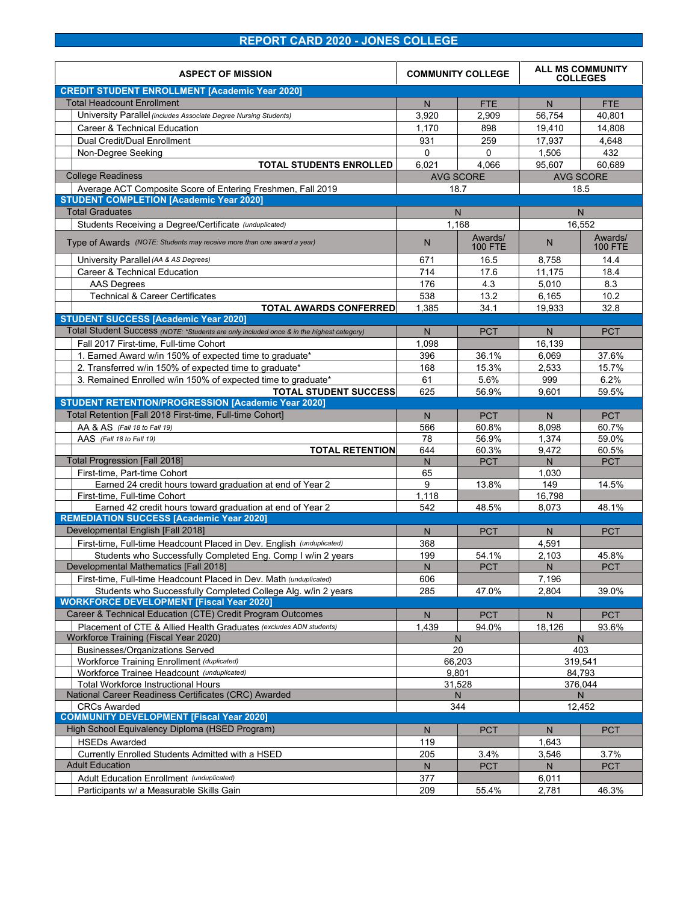# REPORT CARD 2020 - JONES COLLEGE

| ASPECT OF MISSION | COMMUNITY COLLEGE | | ALL MS COMMUNITY COLLEGES | |
|---|---|---|---|---|
| **CREDIT STUDENT ENROLLMENT [Academic Year 2020]** | | | | |
| Total Headcount Enrollment | N | FTE | N | FTE |
| University Parallel *(includes Associate Degree Nursing Students)* | 3,920 | 2,909 | 56,754 | 40,801 |
| Career & Technical Education | 1,170 | 898 | 19,410 | 14,808 |
| Dual Credit/Dual Enrollment | 931 | 259 | 17,937 | 4,648 |
| Non-Degree Seeking | 0 | 0 | 1,506 | 432 |
| **TOTAL STUDENTS ENROLLED** | 6,021 | 4,066 | 95,607 | 60,689 |
| College Readiness | AVG SCORE | | AVG SCORE | |
| Average ACT Composite Score of Entering Freshmen, Fall 2019 | 18.7 | | 18.5 | |
| **STUDENT COMPLETION [Academic Year 2020]** | | | | |
| Total Graduates | N | | N | |
| Students Receiving a Degree/Certificate *(unduplicated)* | 1,168 | | 16,552 | |
| Type of Awards *(NOTE: Students may receive more than one award a year)* | N | Awards/ 100 FTE | N | Awards/ 100 FTE |
| University Parallel *(AA & AS Degrees)* | 671 | 16.5 | 8,758 | 14.4 |
| Career & Technical Education | 714 | 17.6 | 11,175 | 18.4 |
| AAS Degrees | 176 | 4.3 | 5,010 | 8.3 |
| Technical & Career Certificates | 538 | 13.2 | 6,165 | 10.2 |
| **TOTAL AWARDS CONFERRED** | 1,385 | 34.1 | 19,933 | 32.8 |
| **STUDENT SUCCESS [Academic Year 2020]** | | | | |
| Total Student Success *(NOTE: \*Students are only included once & in the highest category)* | N | PCT | N | PCT |
| Fall 2017 First-time, Full-time Cohort | 1,098 | | 16,139 | |
| 1. Earned Award w/in 150% of expected time to graduate* | 396 | 36.1% | 6,069 | 37.6% |
| 2. Transferred w/in 150% of expected time to graduate* | 168 | 15.3% | 2,533 | 15.7% |
| 3. Remained Enrolled w/in 150% of expected time to graduate* | 61 | 5.6% | 999 | 6.2% |
| **TOTAL STUDENT SUCCESS** | 625 | 56.9% | 9,601 | 59.5% |
| **STUDENT RETENTION/PROGRESSION [Academic Year 2020]** | | | | |
| Total Retention [Fall 2018 First-time, Full-time Cohort] | N | PCT | N | PCT |
| AA & AS *(Fall 18 to Fall 19)* | 566 | 60.8% | 8,098 | 60.7% |
| AAS *(Fall 18 to Fall 19)* | 78 | 56.9% | 1,374 | 59.0% |
| **TOTAL RETENTION** | 644 | 60.3% | 9,472 | 60.5% |
| Total Progression [Fall 2018] | N | PCT | N | PCT |
| First-time, Part-time Cohort | 65 | | 1,030 | |
| Earned 24 credit hours toward graduation at end of Year 2 | 9 | 13.8% | 149 | 14.5% |
| First-time, Full-time Cohort | 1,118 | | 16,798 | |
| Earned 42 credit hours toward graduation at end of Year 2 | 542 | 48.5% | 8,073 | 48.1% |
| **REMEDIATION SUCCESS [Academic Year 2020]** | | | | |
| Developmental English [Fall 2018] | N | PCT | N | PCT |
| First-time, Full-time Headcount Placed in Dev. English *(unduplicated)* | 368 | | 4,591 | |
| Students who Successfully Completed Eng. Comp I w/in 2 years | 199 | 54.1% | 2,103 | 45.8% |
| Developmental Mathematics [Fall 2018] | N | PCT | N | PCT |
| First-time, Full-time Headcount Placed in Dev. Math *(unduplicated)* | 606 | | 7,196 | |
| Students who Successfully Completed College Alg. w/in 2 years | 285 | 47.0% | 2,804 | 39.0% |
| **WORKFORCE DEVELOPMENT [Fiscal Year 2020]** | | | | |
| Career & Technical Education (CTE) Credit Program Outcomes | N | PCT | N | PCT |
| Placement of CTE & Allied Health Graduates *(excludes ADN students)* | 1,439 | 94.0% | 18,126 | 93.6% |
| Workforce Training (Fiscal Year 2020) | N | | N | |
| Businesses/Organizations Served | 20 | | 403 | |
| Workforce Training Enrollment *(duplicated)* | 66,203 | | 319,541 | |
| Workforce Trainee Headcount *(unduplicated)* | 9,801 | | 84,793 | |
| Total Workforce Instructional Hours | 31,528 | | 376,044 | |
| National Career Readiness Certificates (CRC) Awarded | N | | N | |
| CRCs Awarded | 344 | | 12,452 | |
| **COMMUNITY DEVELOPMENT [Fiscal Year 2020]** | | | | |
| High School Equivalency Diploma (HSED Program) | N | PCT | N | PCT |
| HSEDs Awarded | 119 | | 1,643 | |
| Currently Enrolled Students Admitted with a HSED | 205 | 3.4% | 3,546 | 3.7% |
| Adult Education | N | PCT | N | PCT |
| Adult Education Enrollment *(unduplicated)* | 377 | | 6,011 | |
| Participants w/ a Measurable Skills Gain | 209 | 55.4% | 2,781 | 46.3% |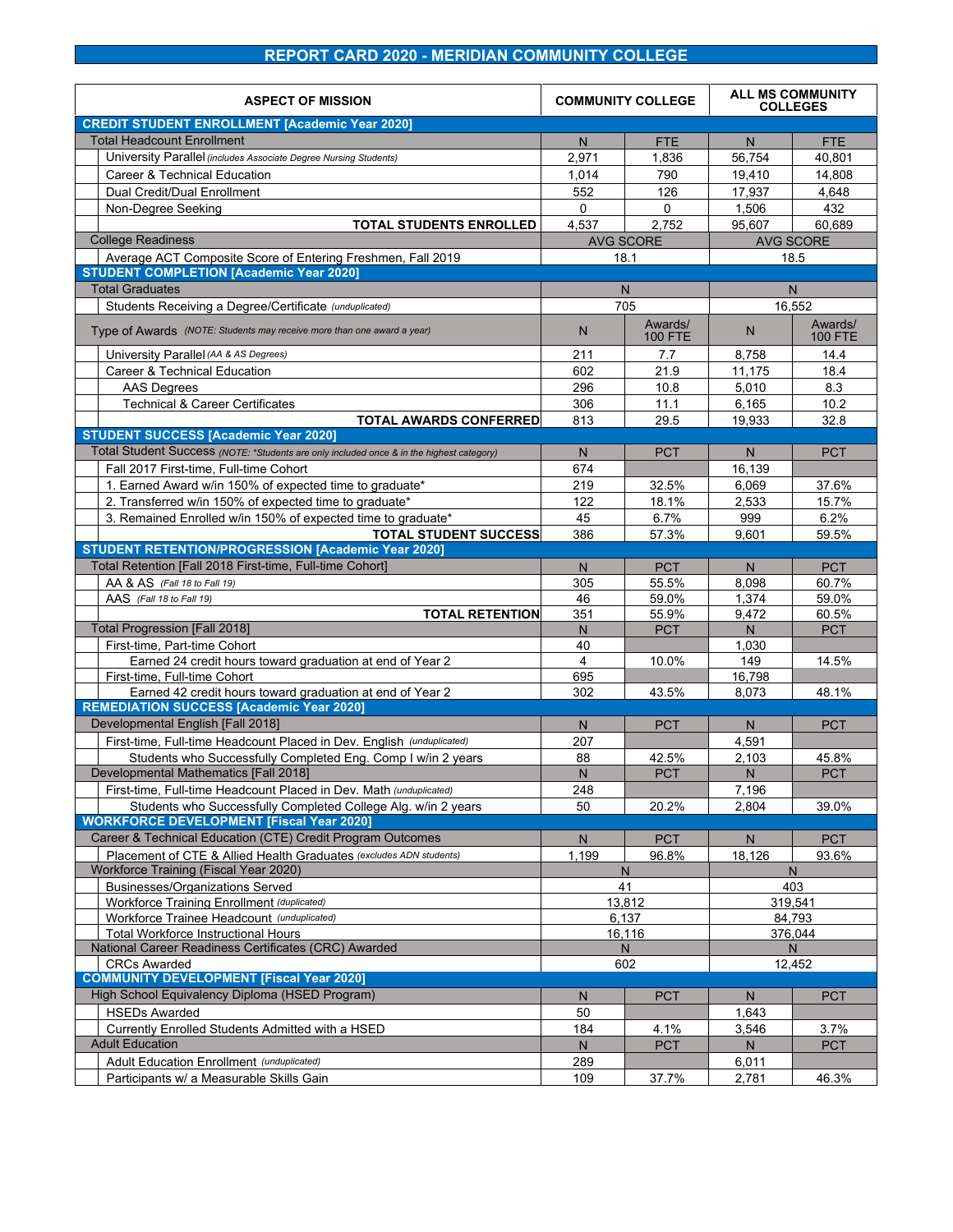# REPORT CARD 2020 - MERIDIAN COMMUNITY COLLEGE

| ASPECT OF MISSION | COMMUNITY COLLEGE | | ALL MS COMMUNITY COLLEGES | |
|---|---|---|---|---|
| **CREDIT STUDENT ENROLLMENT [Academic Year 2020]** | | | | |
| Total Headcount Enrollment | N | FTE | N | FTE |
| University Parallel *(includes Associate Degree Nursing Students)* | 2,971 | 1,836 | 56,754 | 40,801 |
| Career & Technical Education | 1,014 | 790 | 19,410 | 14,808 |
| Dual Credit/Dual Enrollment | 552 | 126 | 17,937 | 4,648 |
| Non-Degree Seeking | 0 | 0 | 1,506 | 432 |
| **TOTAL STUDENTS ENROLLED** | 4,537 | 2,752 | 95,607 | 60,689 |
| College Readiness | AVG SCORE | | AVG SCORE | |
| Average ACT Composite Score of Entering Freshmen, Fall 2019 | 18.1 | | 18.5 | |
| **STUDENT COMPLETION [Academic Year 2020]** | | | | |
| Total Graduates | N | | N | |
| Students Receiving a Degree/Certificate *(unduplicated)* | 705 | | 16,552 | |
| Type of Awards *(NOTE: Students may receive more than one award a year)* | N | Awards/ 100 FTE | N | Awards/ 100 FTE |
| University Parallel *(AA & AS Degrees)* | 211 | 7.7 | 8,758 | 14.4 |
| Career & Technical Education | 602 | 21.9 | 11,175 | 18.4 |
| AAS Degrees | 296 | 10.8 | 5,010 | 8.3 |
| Technical & Career Certificates | 306 | 11.1 | 6,165 | 10.2 |
| **TOTAL AWARDS CONFERRED** | 813 | 29.5 | 19,933 | 32.8 |
| **STUDENT SUCCESS [Academic Year 2020]** | | | | |
| Total Student Success *(NOTE: *Students are only included once & in the highest category)* | N | PCT | N | PCT |
| Fall 2017 First-time, Full-time Cohort | 674 | | 16,139 | |
| 1. Earned Award w/in 150% of expected time to graduate* | 219 | 32.5% | 6,069 | 37.6% |
| 2. Transferred w/in 150% of expected time to graduate* | 122 | 18.1% | 2,533 | 15.7% |
| 3. Remained Enrolled w/in 150% of expected time to graduate* | 45 | 6.7% | 999 | 6.2% |
| **TOTAL STUDENT SUCCESS** | 386 | 57.3% | 9,601 | 59.5% |
| **STUDENT RETENTION/PROGRESSION [Academic Year 2020]** | | | | |
| Total Retention [Fall 2018 First-time, Full-time Cohort] | N | PCT | N | PCT |
| AA & AS *(Fall 18 to Fall 19)* | 305 | 55.5% | 8,098 | 60.7% |
| AAS *(Fall 18 to Fall 19)* | 46 | 59.0% | 1,374 | 59.0% |
| **TOTAL RETENTION** | 351 | 55.9% | 9,472 | 60.5% |
| Total Progression [Fall 2018] | N | PCT | N | PCT |
| First-time, Part-time Cohort | 40 | | 1,030 | |
| Earned 24 credit hours toward graduation at end of Year 2 | 4 | 10.0% | 149 | 14.5% |
| First-time, Full-time Cohort | 695 | | 16,798 | |
| Earned 42 credit hours toward graduation at end of Year 2 | 302 | 43.5% | 8,073 | 48.1% |
| **REMEDIATION SUCCESS [Academic Year 2020]** | | | | |
| Developmental English [Fall 2018] | N | PCT | N | PCT |
| First-time, Full-time Headcount Placed in Dev. English *(unduplicated)* | 207 | | 4,591 | |
| Students who Successfully Completed Eng. Comp I w/in 2 years | 88 | 42.5% | 2,103 | 45.8% |
| Developmental Mathematics [Fall 2018] | N | PCT | N | PCT |
| First-time, Full-time Headcount Placed in Dev. Math *(unduplicated)* | 248 | | 7,196 | |
| Students who Successfully Completed College Alg. w/in 2 years | 50 | 20.2% | 2,804 | 39.0% |
| **WORKFORCE DEVELOPMENT [Fiscal Year 2020]** | | | | |
| Career & Technical Education (CTE) Credit Program Outcomes | N | PCT | N | PCT |
| Placement of CTE & Allied Health Graduates *(excludes ADN students)* | 1,199 | 96.8% | 18,126 | 93.6% |
| Workforce Training (Fiscal Year 2020) | N | | N | |
| Businesses/Organizations Served | 41 | | 403 | |
| Workforce Training Enrollment *(duplicated)* | 13,812 | | 319,541 | |
| Workforce Trainee Headcount *(unduplicated)* | 6,137 | | 84,793 | |
| Total Workforce Instructional Hours | 16,116 | | 376,044 | |
| National Career Readiness Certificates (CRC) Awarded | N | | N | |
| CRCs Awarded | 602 | | 12,452 | |
| **COMMUNITY DEVELOPMENT [Fiscal Year 2020]** | | | | |
| High School Equivalency Diploma (HSED Program) | N | PCT | N | PCT |
| HSEDs Awarded | 50 | | 1,643 | |
| Currently Enrolled Students Admitted with a HSED | 184 | 4.1% | 3,546 | 3.7% |
| Adult Education | N | PCT | N | PCT |
| Adult Education Enrollment *(unduplicated)* | 289 | | 6,011 | |
| Participants w/ a Measurable Skills Gain | 109 | 37.7% | 2,781 | 46.3% |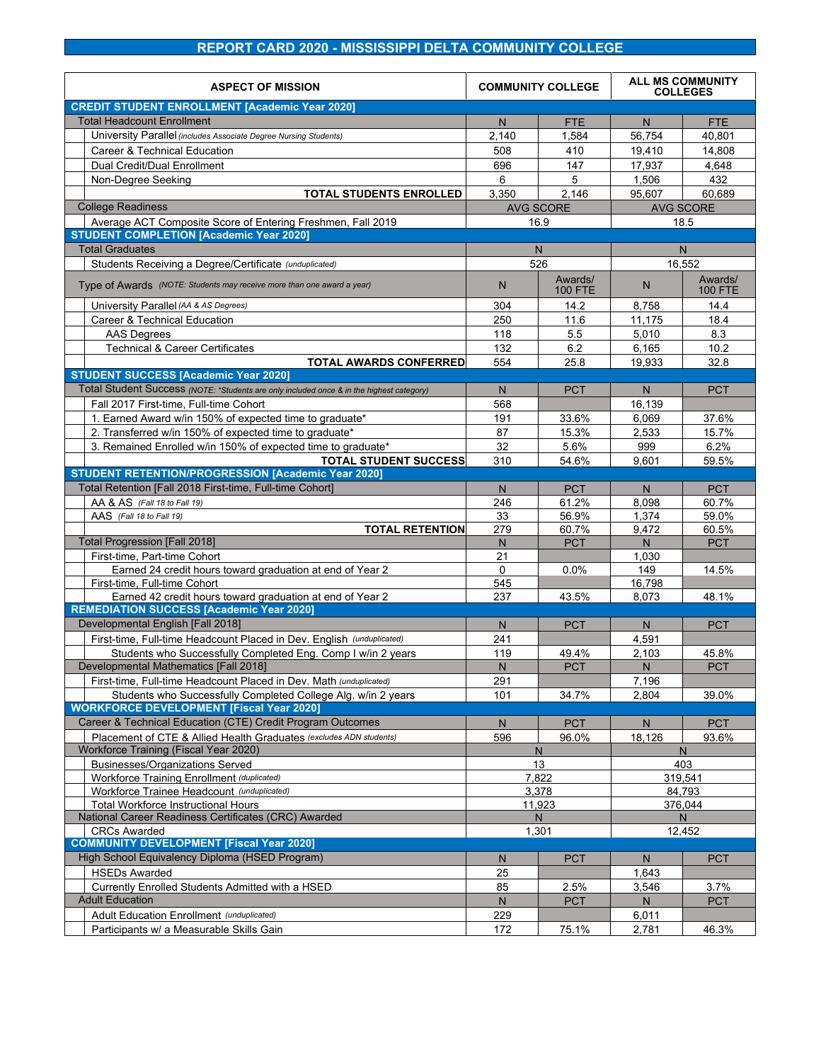# REPORT CARD 2020 - MISSISSIPPI DELTA COMMUNITY COLLEGE

| ASPECT OF MISSION | COMMUNITY COLLEGE | | ALL MS COMMUNITY COLLEGES | |
|---|---|---|---|---|
| **CREDIT STUDENT ENROLLMENT [Academic Year 2020]** | | | | |
| Total Headcount Enrollment | N | FTE | N | FTE |
| University Parallel *(includes Associate Degree Nursing Students)* | 2,140 | 1,584 | 56,754 | 40,801 |
| Career & Technical Education | 508 | 410 | 19,410 | 14,808 |
| Dual Credit/Dual Enrollment | 696 | 147 | 17,937 | 4,648 |
| Non-Degree Seeking | 6 | 5 | 1,506 | 432 |
| **TOTAL STUDENTS ENROLLED** | 3,350 | 2,146 | 95,607 | 60,689 |
| College Readiness | AVG SCORE | | AVG SCORE | |
| Average ACT Composite Score of Entering Freshmen, Fall 2019 | 16.9 | | 18.5 | |
| **STUDENT COMPLETION [Academic Year 2020]** | | | | |
| Total Graduates | N | | N | |
| Students Receiving a Degree/Certificate *(unduplicated)* | 526 | | 16,552 | |
| Type of Awards *(NOTE: Students may receive more than one award a year)* | N | Awards/ 100 FTE | N | Awards/ 100 FTE |
| University Parallel *(AA & AS Degrees)* | 304 | 14.2 | 8,758 | 14.4 |
| Career & Technical Education | 250 | 11.6 | 11,175 | 18.4 |
| AAS Degrees | 118 | 5.5 | 5,010 | 8.3 |
| Technical & Career Certificates | 132 | 6.2 | 6,165 | 10.2 |
| **TOTAL AWARDS CONFERRED** | 554 | 25.8 | 19,933 | 32.8 |
| **STUDENT SUCCESS [Academic Year 2020]** | | | | |
| Total Student Success *(NOTE: \*Students are only included once & in the highest category)* | N | PCT | N | PCT |
| Fall 2017 First-time, Full-time Cohort | 568 | | 16,139 | |
| 1. Earned Award w/in 150% of expected time to graduate* | 191 | 33.6% | 6,069 | 37.6% |
| 2. Transferred w/in 150% of expected time to graduate* | 87 | 15.3% | 2,533 | 15.7% |
| 3. Remained Enrolled w/in 150% of expected time to graduate* | 32 | 5.6% | 999 | 6.2% |
| **TOTAL STUDENT SUCCESS** | 310 | 54.6% | 9,601 | 59.5% |
| **STUDENT RETENTION/PROGRESSION [Academic Year 2020]** | | | | |
| Total Retention [Fall 2018 First-time, Full-time Cohort] | N | PCT | N | PCT |
| AA & AS *(Fall 18 to Fall 19)* | 246 | 61.2% | 8,098 | 60.7% |
| AAS *(Fall 18 to Fall 19)* | 33 | 56.9% | 1,374 | 59.0% |
| **TOTAL RETENTION** | 279 | 60.7% | 9,472 | 60.5% |
| Total Progression [Fall 2018] | N | PCT | N | PCT |
| First-time, Part-time Cohort | 21 | | 1,030 | |
| Earned 24 credit hours toward graduation at end of Year 2 | 0 | 0.0% | 149 | 14.5% |
| First-time, Full-time Cohort | 545 | | 16,798 | |
| Earned 42 credit hours toward graduation at end of Year 2 | 237 | 43.5% | 8,073 | 48.1% |
| **REMEDIATION SUCCESS [Academic Year 2020]** | | | | |
| Developmental English [Fall 2018] | N | PCT | N | PCT |
| First-time, Full-time Headcount Placed in Dev. English *(unduplicated)* | 241 | | 4,591 | |
| Students who Successfully Completed Eng. Comp I w/in 2 years | 119 | 49.4% | 2,103 | 45.8% |
| Developmental Mathematics [Fall 2018] | N | PCT | N | PCT |
| First-time, Full-time Headcount Placed in Dev. Math *(unduplicated)* | 291 | | 7,196 | |
| Students who Successfully Completed College Alg. w/in 2 years | 101 | 34.7% | 2,804 | 39.0% |
| **WORKFORCE DEVELOPMENT [Fiscal Year 2020]** | | | | |
| Career & Technical Education (CTE) Credit Program Outcomes | N | PCT | N | PCT |
| Placement of CTE & Allied Health Graduates *(excludes ADN students)* | 596 | 96.0% | 18,126 | 93.6% |
| Workforce Training (Fiscal Year 2020) | N | | N | |
| Businesses/Organizations Served | 13 | | 403 | |
| Workforce Training Enrollment *(duplicated)* | 7,822 | | 319,541 | |
| Workforce Trainee Headcount *(unduplicated)* | 3,378 | | 84,793 | |
| Total Workforce Instructional Hours | 11,923 | | 376,044 | |
| National Career Readiness Certificates (CRC) Awarded | N | | N | |
| CRCs Awarded | 1,301 | | 12,452 | |
| **COMMUNITY DEVELOPMENT [Fiscal Year 2020]** | | | | |
| High School Equivalency Diploma (HSED Program) | N | PCT | N | PCT |
| HSEDs Awarded | 25 | | 1,643 | |
| Currently Enrolled Students Admitted with a HSED | 85 | 2.5% | 3,546 | 3.7% |
| Adult Education | N | PCT | N | PCT |
| Adult Education Enrollment *(unduplicated)* | 229 | | 6,011 | |
| Participants w/ a Measurable Skills Gain | 172 | 75.1% | 2,781 | 46.3% |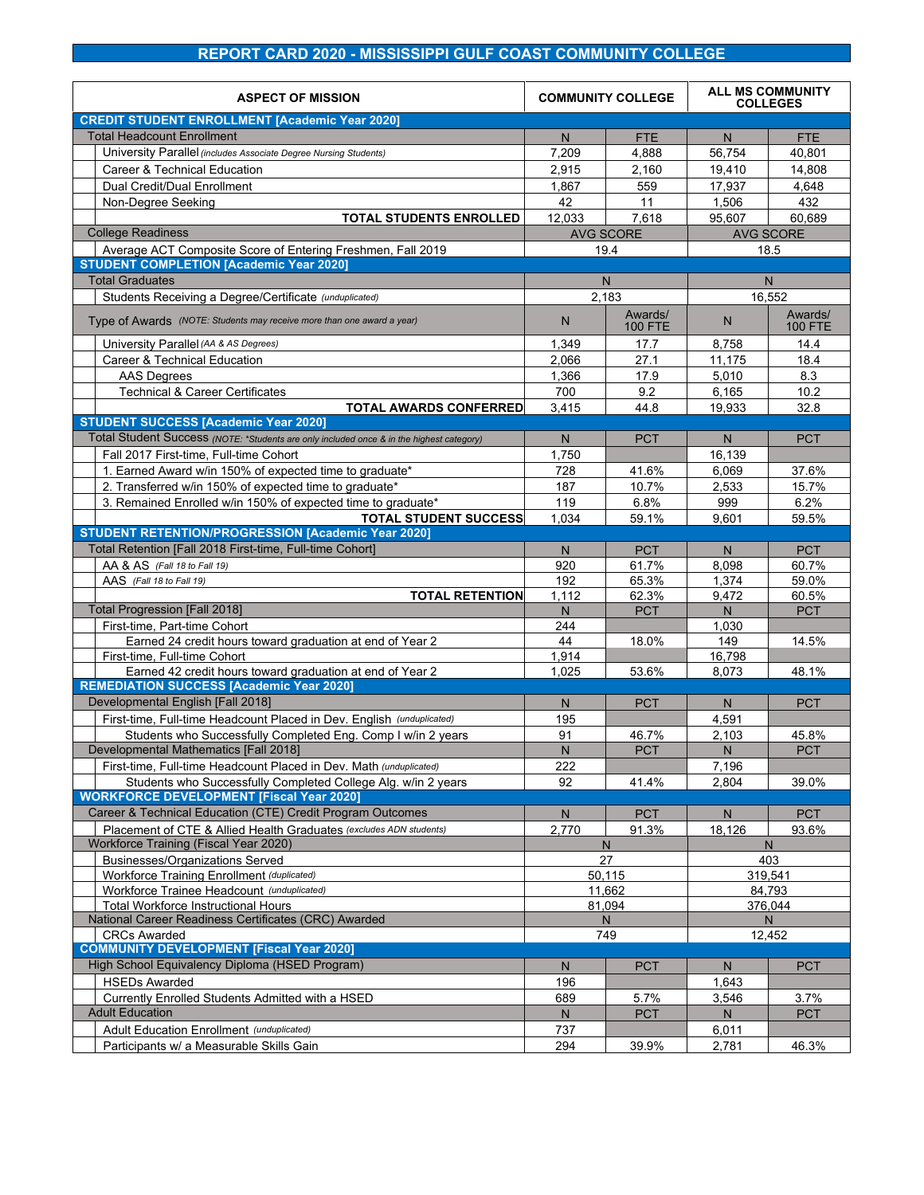# REPORT CARD 2020 - MISSISSIPPI GULF COAST COMMUNITY COLLEGE

| ASPECT OF MISSION | COMMUNITY COLLEGE | | ALL MS COMMUNITY COLLEGES | |
|---|---|---|---|---|
| **CREDIT STUDENT ENROLLMENT [Academic Year 2020]** | | | | |
| Total Headcount Enrollment | N | FTE | N | FTE |
| University Parallel *(includes Associate Degree Nursing Students)* | 7,209 | 4,888 | 56,754 | 40,801 |
| Career & Technical Education | 2,915 | 2,160 | 19,410 | 14,808 |
| Dual Credit/Dual Enrollment | 1,867 | 559 | 17,937 | 4,648 |
| Non-Degree Seeking | 42 | 11 | 1,506 | 432 |
| **TOTAL STUDENTS ENROLLED** | 12,033 | 7,618 | 95,607 | 60,689 |
| College Readiness | AVG SCORE | | AVG SCORE | |
| Average ACT Composite Score of Entering Freshmen, Fall 2019 | 19.4 | | 18.5 | |
| **STUDENT COMPLETION [Academic Year 2020]** | | | | |
| Total Graduates | N | | N | |
| Students Receiving a Degree/Certificate *(unduplicated)* | 2,183 | | 16,552 | |
| Type of Awards *(NOTE: Students may receive more than one award a year)* | N | Awards/ 100 FTE | N | Awards/ 100 FTE |
| University Parallel *(AA & AS Degrees)* | 1,349 | 17.7 | 8,758 | 14.4 |
| Career & Technical Education | 2,066 | 27.1 | 11,175 | 18.4 |
| AAS Degrees | 1,366 | 17.9 | 5,010 | 8.3 |
| Technical & Career Certificates | 700 | 9.2 | 6,165 | 10.2 |
| **TOTAL AWARDS CONFERRED** | 3,415 | 44.8 | 19,933 | 32.8 |
| **STUDENT SUCCESS [Academic Year 2020]** | | | | |
| Total Student Success *(NOTE: \*Students are only included once & in the highest category)* | N | PCT | N | PCT |
| Fall 2017 First-time, Full-time Cohort | 1,750 | | 16,139 | |
| 1. Earned Award w/in 150% of expected time to graduate* | 728 | 41.6% | 6,069 | 37.6% |
| 2. Transferred w/in 150% of expected time to graduate* | 187 | 10.7% | 2,533 | 15.7% |
| 3. Remained Enrolled w/in 150% of expected time to graduate* | 119 | 6.8% | 999 | 6.2% |
| **TOTAL STUDENT SUCCESS** | 1,034 | 59.1% | 9,601 | 59.5% |
| **STUDENT RETENTION/PROGRESSION [Academic Year 2020]** | | | | |
| Total Retention [Fall 2018 First-time, Full-time Cohort] | N | PCT | N | PCT |
| AA & AS *(Fall 18 to Fall 19)* | 920 | 61.7% | 8,098 | 60.7% |
| AAS *(Fall 18 to Fall 19)* | 192 | 65.3% | 1,374 | 59.0% |
| **TOTAL RETENTION** | 1,112 | 62.3% | 9,472 | 60.5% |
| Total Progression [Fall 2018] | N | PCT | N | PCT |
| First-time, Part-time Cohort | 244 | | 1,030 | |
| Earned 24 credit hours toward graduation at end of Year 2 | 44 | 18.0% | 149 | 14.5% |
| First-time, Full-time Cohort | 1,914 | | 16,798 | |
| Earned 42 credit hours toward graduation at end of Year 2 | 1,025 | 53.6% | 8,073 | 48.1% |
| **REMEDIATION SUCCESS [Academic Year 2020]** | | | | |
| Developmental English [Fall 2018] | N | PCT | N | PCT |
| First-time, Full-time Headcount Placed in Dev. English *(unduplicated)* | 195 | | 4,591 | |
| Students who Successfully Completed Eng. Comp I w/in 2 years | 91 | 46.7% | 2,103 | 45.8% |
| Developmental Mathematics [Fall 2018] | N | PCT | N | PCT |
| First-time, Full-time Headcount Placed in Dev. Math *(unduplicated)* | 222 | | 7,196 | |
| Students who Successfully Completed College Alg. w/in 2 years | 92 | 41.4% | 2,804 | 39.0% |
| **WORKFORCE DEVELOPMENT [Fiscal Year 2020]** | | | | |
| Career & Technical Education (CTE) Credit Program Outcomes | N | PCT | N | PCT |
| Placement of CTE & Allied Health Graduates *(excludes ADN students)* | 2,770 | 91.3% | 18,126 | 93.6% |
| Workforce Training (Fiscal Year 2020) | N | | N | |
| Businesses/Organizations Served | 27 | | 403 | |
| Workforce Training Enrollment *(duplicated)* | 50,115 | | 319,541 | |
| Workforce Trainee Headcount *(unduplicated)* | 11,662 | | 84,793 | |
| Total Workforce Instructional Hours | 81,094 | | 376,044 | |
| National Career Readiness Certificates (CRC) Awarded | N | | N | |
| CRCs Awarded | 749 | | 12,452 | |
| **COMMUNITY DEVELOPMENT [Fiscal Year 2020]** | | | | |
| High School Equivalency Diploma (HSED Program) | N | PCT | N | PCT |
| HSEDs Awarded | 196 | | 1,643 | |
| Currently Enrolled Students Admitted with a HSED | 689 | 5.7% | 3,546 | 3.7% |
| Adult Education | N | PCT | N | PCT |
| Adult Education Enrollment *(unduplicated)* | 737 | | 6,011 | |
| Participants w/ a Measurable Skills Gain | 294 | 39.9% | 2,781 | 46.3% |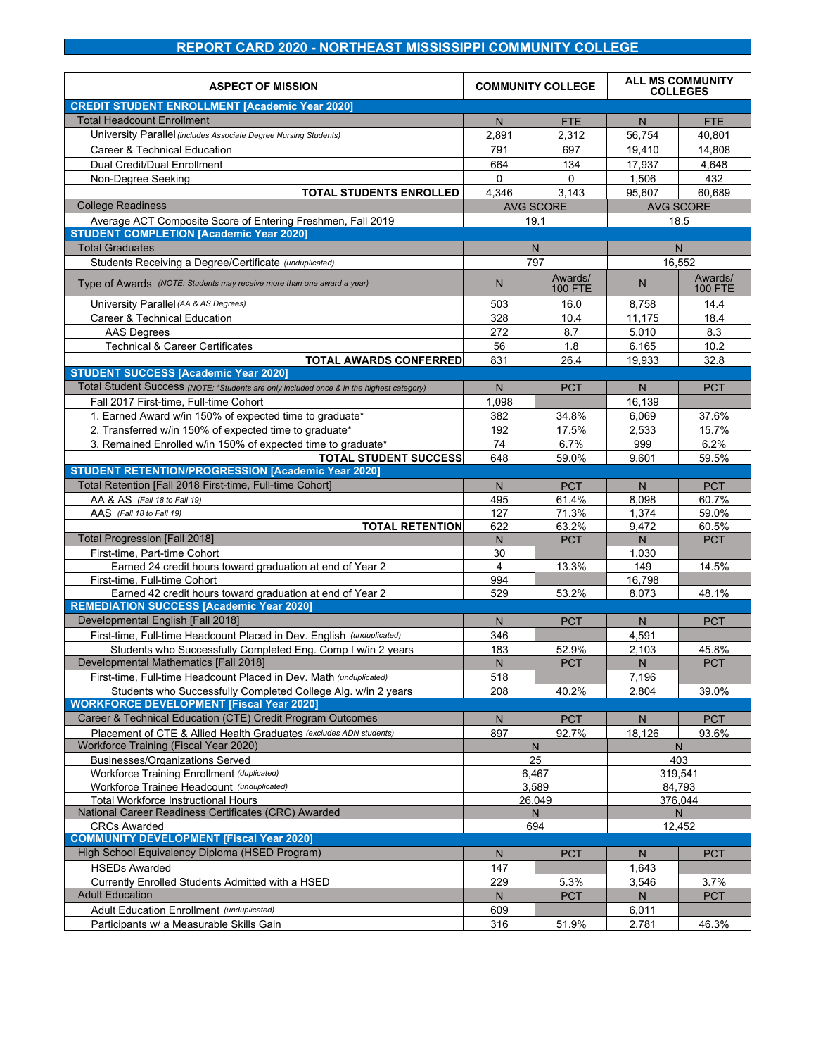## REPORT CARD 2020 - NORTHEAST MISSISSIPPI COMMUNITY COLLEGE

| ASPECT OF MISSION | COMMUNITY COLLEGE | | ALL MS COMMUNITY COLLEGES | |
|---|---|---|---|---|
| **CREDIT STUDENT ENROLLMENT [Academic Year 2020]** | | | | |
| Total Headcount Enrollment | N | FTE | N | FTE |
| University Parallel *(includes Associate Degree Nursing Students)* | 2,891 | 2,312 | 56,754 | 40,801 |
| Career & Technical Education | 791 | 697 | 19,410 | 14,808 |
| Dual Credit/Dual Enrollment | 664 | 134 | 17,937 | 4,648 |
| Non-Degree Seeking | 0 | 0 | 1,506 | 432 |
| **TOTAL STUDENTS ENROLLED** | 4,346 | 3,143 | 95,607 | 60,689 |
| College Readiness | AVG SCORE | | AVG SCORE | |
| Average ACT Composite Score of Entering Freshmen, Fall 2019 | 19.1 | | 18.5 | |
| **STUDENT COMPLETION [Academic Year 2020]** | | | | |
| Total Graduates | N | | N | |
| Students Receiving a Degree/Certificate *(unduplicated)* | 797 | | 16,552 | |
| Type of Awards *(NOTE: Students may receive more than one award a year)* | N | Awards/ 100 FTE | N | Awards/ 100 FTE |
| University Parallel *(AA & AS Degrees)* | 503 | 16.0 | 8,758 | 14.4 |
| Career & Technical Education | 328 | 10.4 | 11,175 | 18.4 |
| AAS Degrees | 272 | 8.7 | 5,010 | 8.3 |
| Technical & Career Certificates | 56 | 1.8 | 6,165 | 10.2 |
| **TOTAL AWARDS CONFERRED** | 831 | 26.4 | 19,933 | 32.8 |
| **STUDENT SUCCESS [Academic Year 2020]** | | | | |
| Total Student Success *(NOTE: \*Students are only included once & in the highest category)* | N | PCT | N | PCT |
| Fall 2017 First-time, Full-time Cohort | 1,098 | | 16,139 | |
| 1. Earned Award w/in 150% of expected time to graduate* | 382 | 34.8% | 6,069 | 37.6% |
| 2. Transferred w/in 150% of expected time to graduate* | 192 | 17.5% | 2,533 | 15.7% |
| 3. Remained Enrolled w/in 150% of expected time to graduate* | 74 | 6.7% | 999 | 6.2% |
| **TOTAL STUDENT SUCCESS** | 648 | 59.0% | 9,601 | 59.5% |
| **STUDENT RETENTION/PROGRESSION [Academic Year 2020]** | | | | |
| Total Retention [Fall 2018 First-time, Full-time Cohort] | N | PCT | N | PCT |
| AA & AS *(Fall 18 to Fall 19)* | 495 | 61.4% | 8,098 | 60.7% |
| AAS *(Fall 18 to Fall 19)* | 127 | 71.3% | 1,374 | 59.0% |
| **TOTAL RETENTION** | 622 | 63.2% | 9,472 | 60.5% |
| Total Progression [Fall 2018] | N | PCT | N | PCT |
| First-time, Part-time Cohort | 30 | | 1,030 | |
| Earned 24 credit hours toward graduation at end of Year 2 | 4 | 13.3% | 149 | 14.5% |
| First-time, Full-time Cohort | 994 | | 16,798 | |
| Earned 42 credit hours toward graduation at end of Year 2 | 529 | 53.2% | 8,073 | 48.1% |
| **REMEDIATION SUCCESS [Academic Year 2020]** | | | | |
| Developmental English [Fall 2018] | N | PCT | N | PCT |
| First-time, Full-time Headcount Placed in Dev. English *(unduplicated)* | 346 | | 4,591 | |
| Students who Successfully Completed Eng. Comp I w/in 2 years | 183 | 52.9% | 2,103 | 45.8% |
| Developmental Mathematics [Fall 2018] | N | PCT | N | PCT |
| First-time, Full-time Headcount Placed in Dev. Math *(unduplicated)* | 518 | | 7,196 | |
| Students who Successfully Completed College Alg. w/in 2 years | 208 | 40.2% | 2,804 | 39.0% |
| **WORKFORCE DEVELOPMENT [Fiscal Year 2020]** | | | | |
| Career & Technical Education (CTE) Credit Program Outcomes | N | PCT | N | PCT |
| Placement of CTE & Allied Health Graduates *(excludes ADN students)* | 897 | 92.7% | 18,126 | 93.6% |
| Workforce Training (Fiscal Year 2020) | N | | N | |
| Businesses/Organizations Served | 25 | | 403 | |
| Workforce Training Enrollment *(duplicated)* | 6,467 | | 319,541 | |
| Workforce Trainee Headcount *(unduplicated)* | 3,589 | | 84,793 | |
| Total Workforce Instructional Hours | 26,049 | | 376,044 | |
| National Career Readiness Certificates (CRC) Awarded | N | | N | |
| CRCs Awarded | 694 | | 12,452 | |
| **COMMUNITY DEVELOPMENT [Fiscal Year 2020]** | | | | |
| High School Equivalency Diploma (HSED Program) | N | PCT | N | PCT |
| HSEDs Awarded | 147 | | 1,643 | |
| Currently Enrolled Students Admitted with a HSED | 229 | 5.3% | 3,546 | 3.7% |
| Adult Education | N | PCT | N | PCT |
| Adult Education Enrollment *(unduplicated)* | 609 | | 6,011 | |
| Participants w/ a Measurable Skills Gain | 316 | 51.9% | 2,781 | 46.3% |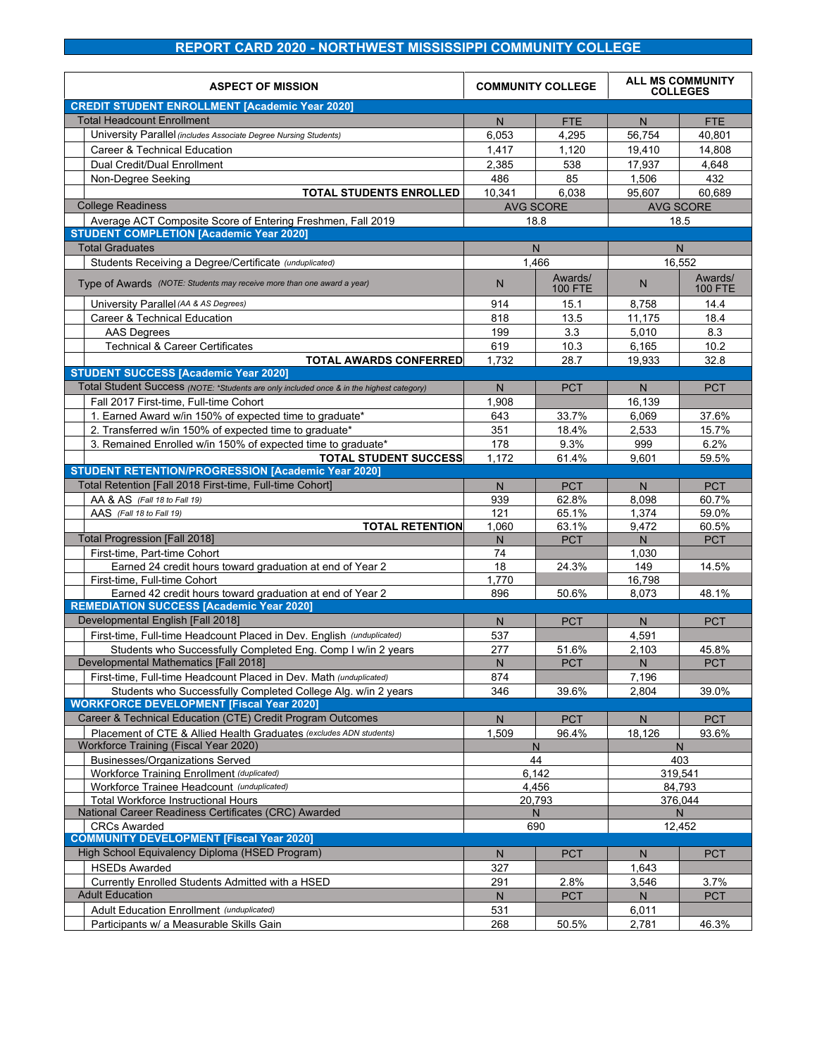# REPORT CARD 2020 - NORTHWEST MISSISSIPPI COMMUNITY COLLEGE

| ASPECT OF MISSION | COMMUNITY COLLEGE | | ALL MS COMMUNITY COLLEGES | |
|---|---|---|---|---|
| **CREDIT STUDENT ENROLLMENT [Academic Year 2020]** | | | | |
| Total Headcount Enrollment | N | FTE | N | FTE |
| University Parallel *(includes Associate Degree Nursing Students)* | 6,053 | 4,295 | 56,754 | 40,801 |
| Career & Technical Education | 1,417 | 1,120 | 19,410 | 14,808 |
| Dual Credit/Dual Enrollment | 2,385 | 538 | 17,937 | 4,648 |
| Non-Degree Seeking | 486 | 85 | 1,506 | 432 |
| **TOTAL STUDENTS ENROLLED** | 10,341 | 6,038 | 95,607 | 60,689 |
| College Readiness | AVG SCORE | | AVG SCORE | |
| Average ACT Composite Score of Entering Freshmen, Fall 2019 | 18.8 | | 18.5 | |
| **STUDENT COMPLETION [Academic Year 2020]** | | | | |
| Total Graduates | N | | N | |
| Students Receiving a Degree/Certificate *(unduplicated)* | 1,466 | | 16,552 | |
| Type of Awards *(NOTE: Students may receive more than one award a year)* | N | Awards/ 100 FTE | N | Awards/ 100 FTE |
| University Parallel *(AA & AS Degrees)* | 914 | 15.1 | 8,758 | 14.4 |
| Career & Technical Education | 818 | 13.5 | 11,175 | 18.4 |
| AAS Degrees | 199 | 3.3 | 5,010 | 8.3 |
| Technical & Career Certificates | 619 | 10.3 | 6,165 | 10.2 |
| **TOTAL AWARDS CONFERRED** | 1,732 | 28.7 | 19,933 | 32.8 |
| **STUDENT SUCCESS [Academic Year 2020]** | | | | |
| Total Student Success *(NOTE: \*Students are only included once & in the highest category)* | N | PCT | N | PCT |
| Fall 2017 First-time, Full-time Cohort | 1,908 | | 16,139 | |
| 1. Earned Award w/in 150% of expected time to graduate* | 643 | 33.7% | 6,069 | 37.6% |
| 2. Transferred w/in 150% of expected time to graduate* | 351 | 18.4% | 2,533 | 15.7% |
| 3. Remained Enrolled w/in 150% of expected time to graduate* | 178 | 9.3% | 999 | 6.2% |
| **TOTAL STUDENT SUCCESS** | 1,172 | 61.4% | 9,601 | 59.5% |
| **STUDENT RETENTION/PROGRESSION [Academic Year 2020]** | | | | |
| Total Retention [Fall 2018 First-time, Full-time Cohort] | N | PCT | N | PCT |
| AA & AS *(Fall 18 to Fall 19)* | 939 | 62.8% | 8,098 | 60.7% |
| AAS *(Fall 18 to Fall 19)* | 121 | 65.1% | 1,374 | 59.0% |
| **TOTAL RETENTION** | 1,060 | 63.1% | 9,472 | 60.5% |
| Total Progression [Fall 2018] | N | PCT | N | PCT |
| First-time, Part-time Cohort | 74 | | 1,030 | |
| Earned 24 credit hours toward graduation at end of Year 2 | 18 | 24.3% | 149 | 14.5% |
| First-time, Full-time Cohort | 1,770 | | 16,798 | |
| Earned 42 credit hours toward graduation at end of Year 2 | 896 | 50.6% | 8,073 | 48.1% |
| **REMEDIATION SUCCESS [Academic Year 2020]** | | | | |
| Developmental English [Fall 2018] | N | PCT | N | PCT |
| First-time, Full-time Headcount Placed in Dev. English *(unduplicated)* | 537 | | 4,591 | |
| Students who Successfully Completed Eng. Comp I w/in 2 years | 277 | 51.6% | 2,103 | 45.8% |
| Developmental Mathematics [Fall 2018] | N | PCT | N | PCT |
| First-time, Full-time Headcount Placed in Dev. Math *(unduplicated)* | 874 | | 7,196 | |
| Students who Successfully Completed College Alg. w/in 2 years | 346 | 39.6% | 2,804 | 39.0% |
| **WORKFORCE DEVELOPMENT [Fiscal Year 2020]** | | | | |
| Career & Technical Education (CTE) Credit Program Outcomes | N | PCT | N | PCT |
| Placement of CTE & Allied Health Graduates *(excludes ADN students)* | 1,509 | 96.4% | 18,126 | 93.6% |
| Workforce Training (Fiscal Year 2020) | N | | N | |
| Businesses/Organizations Served | 44 | | 403 | |
| Workforce Training Enrollment *(duplicated)* | 6,142 | | 319,541 | |
| Workforce Trainee Headcount *(unduplicated)* | 4,456 | | 84,793 | |
| Total Workforce Instructional Hours | 20,793 | | 376,044 | |
| National Career Readiness Certificates (CRC) Awarded | N | | N | |
| CRCs Awarded | 690 | | 12,452 | |
| **COMMUNITY DEVELOPMENT [Fiscal Year 2020]** | | | | |
| High School Equivalency Diploma (HSED Program) | N | PCT | N | PCT |
| HSEDs Awarded | 327 | | 1,643 | |
| Currently Enrolled Students Admitted with a HSED | 291 | 2.8% | 3,546 | 3.7% |
| Adult Education | N | PCT | N | PCT |
| Adult Education Enrollment *(unduplicated)* | 531 | | 6,011 | |
| Participants w/ a Measurable Skills Gain | 268 | 50.5% | 2,781 | 46.3% |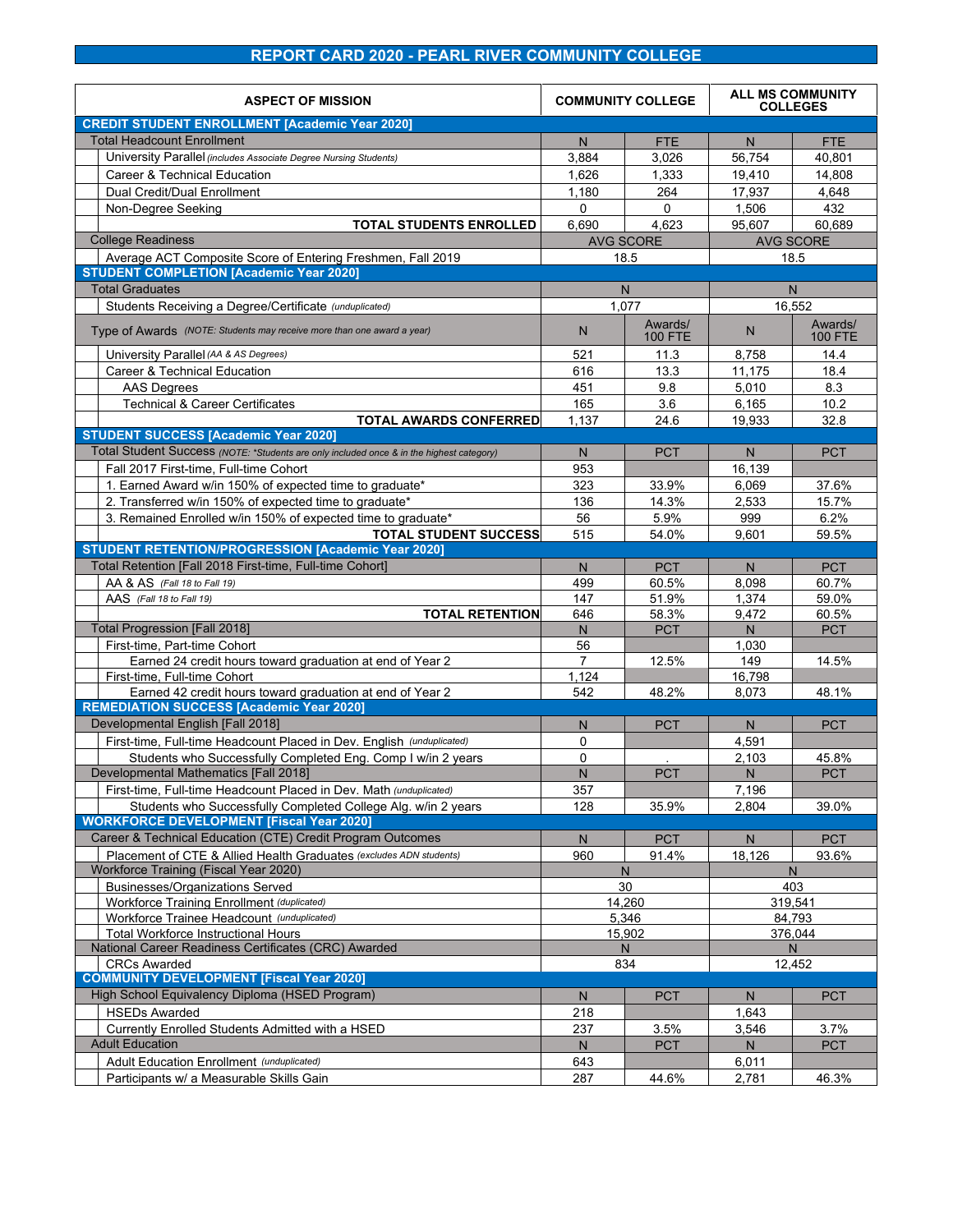# REPORT CARD 2020 - PEARL RIVER COMMUNITY COLLEGE

| ASPECT OF MISSION | COMMUNITY COLLEGE | | ALL MS COMMUNITY COLLEGES | |
|---|---|---|---|---|
| **CREDIT STUDENT ENROLLMENT [Academic Year 2020]** | | | | |
| Total Headcount Enrollment | N | FTE | N | FTE |
| University Parallel *(includes Associate Degree Nursing Students)* | 3,884 | 3,026 | 56,754 | 40,801 |
| Career & Technical Education | 1,626 | 1,333 | 19,410 | 14,808 |
| Dual Credit/Dual Enrollment | 1,180 | 264 | 17,937 | 4,648 |
| Non-Degree Seeking | 0 | 0 | 1,506 | 432 |
| **TOTAL STUDENTS ENROLLED** | 6,690 | 4,623 | 95,607 | 60,689 |
| College Readiness | AVG SCORE | | AVG SCORE | |
| Average ACT Composite Score of Entering Freshmen, Fall 2019 | 18.5 | | 18.5 | |
| **STUDENT COMPLETION [Academic Year 2020]** | | | | |
| Total Graduates | N | | N | |
| Students Receiving a Degree/Certificate *(unduplicated)* | 1,077 | | 16,552 | |
| Type of Awards *(NOTE: Students may receive more than one award a year)* | N | Awards/ 100 FTE | N | Awards/ 100 FTE |
| University Parallel *(AA & AS Degrees)* | 521 | 11.3 | 8,758 | 14.4 |
| Career & Technical Education | 616 | 13.3 | 11,175 | 18.4 |
| AAS Degrees | 451 | 9.8 | 5,010 | 8.3 |
| Technical & Career Certificates | 165 | 3.6 | 6,165 | 10.2 |
| **TOTAL AWARDS CONFERRED** | 1,137 | 24.6 | 19,933 | 32.8 |
| **STUDENT SUCCESS [Academic Year 2020]** | | | | |
| Total Student Success *(NOTE: \*Students are only included once & in the highest category)* | N | PCT | N | PCT |
| Fall 2017 First-time, Full-time Cohort | 953 | | 16,139 | |
| 1. Earned Award w/in 150% of expected time to graduate* | 323 | 33.9% | 6,069 | 37.6% |
| 2. Transferred w/in 150% of expected time to graduate* | 136 | 14.3% | 2,533 | 15.7% |
| 3. Remained Enrolled w/in 150% of expected time to graduate* | 56 | 5.9% | 999 | 6.2% |
| **TOTAL STUDENT SUCCESS** | 515 | 54.0% | 9,601 | 59.5% |
| **STUDENT RETENTION/PROGRESSION [Academic Year 2020]** | | | | |
| Total Retention [Fall 2018 First-time, Full-time Cohort] | N | PCT | N | PCT |
| AA & AS *(Fall 18 to Fall 19)* | 499 | 60.5% | 8,098 | 60.7% |
| AAS *(Fall 18 to Fall 19)* | 147 | 51.9% | 1,374 | 59.0% |
| **TOTAL RETENTION** | 646 | 58.3% | 9,472 | 60.5% |
| Total Progression [Fall 2018] | N | PCT | N | PCT |
| First-time, Part-time Cohort | 56 | | 1,030 | |
| Earned 24 credit hours toward graduation at end of Year 2 | 7 | 12.5% | 149 | 14.5% |
| First-time, Full-time Cohort | 1,124 | | 16,798 | |
| Earned 42 credit hours toward graduation at end of Year 2 | 542 | 48.2% | 8,073 | 48.1% |
| **REMEDIATION SUCCESS [Academic Year 2020]** | | | | |
| Developmental English [Fall 2018] | N | PCT | N | PCT |
| First-time, Full-time Headcount Placed in Dev. English *(unduplicated)* | 0 | | 4,591 | |
| Students who Successfully Completed Eng. Comp I w/in 2 years | 0 | . | 2,103 | 45.8% |
| Developmental Mathematics [Fall 2018] | N | PCT | N | PCT |
| First-time, Full-time Headcount Placed in Dev. Math *(unduplicated)* | 357 | | 7,196 | |
| Students who Successfully Completed College Alg. w/in 2 years | 128 | 35.9% | 2,804 | 39.0% |
| **WORKFORCE DEVELOPMENT [Fiscal Year 2020]** | | | | |
| Career & Technical Education (CTE) Credit Program Outcomes | N | PCT | N | PCT |
| Placement of CTE & Allied Health Graduates *(excludes ADN students)* | 960 | 91.4% | 18,126 | 93.6% |
| Workforce Training (Fiscal Year 2020) | N | | N | |
| Businesses/Organizations Served | 30 | | 403 | |
| Workforce Training Enrollment *(duplicated)* | 14,260 | | 319,541 | |
| Workforce Trainee Headcount *(unduplicated)* | 5,346 | | 84,793 | |
| Total Workforce Instructional Hours | 15,902 | | 376,044 | |
| National Career Readiness Certificates (CRC) Awarded | N | | N | |
| CRCs Awarded | 834 | | 12,452 | |
| **COMMUNITY DEVELOPMENT [Fiscal Year 2020]** | | | | |
| High School Equivalency Diploma (HSED Program) | N | PCT | N | PCT |
| HSEDs Awarded | 218 | | 1,643 | |
| Currently Enrolled Students Admitted with a HSED | 237 | 3.5% | 3,546 | 3.7% |
| Adult Education | N | PCT | N | PCT |
| Adult Education Enrollment *(unduplicated)* | 643 | | 6,011 | |
| Participants w/ a Measurable Skills Gain | 287 | 44.6% | 2,781 | 46.3% |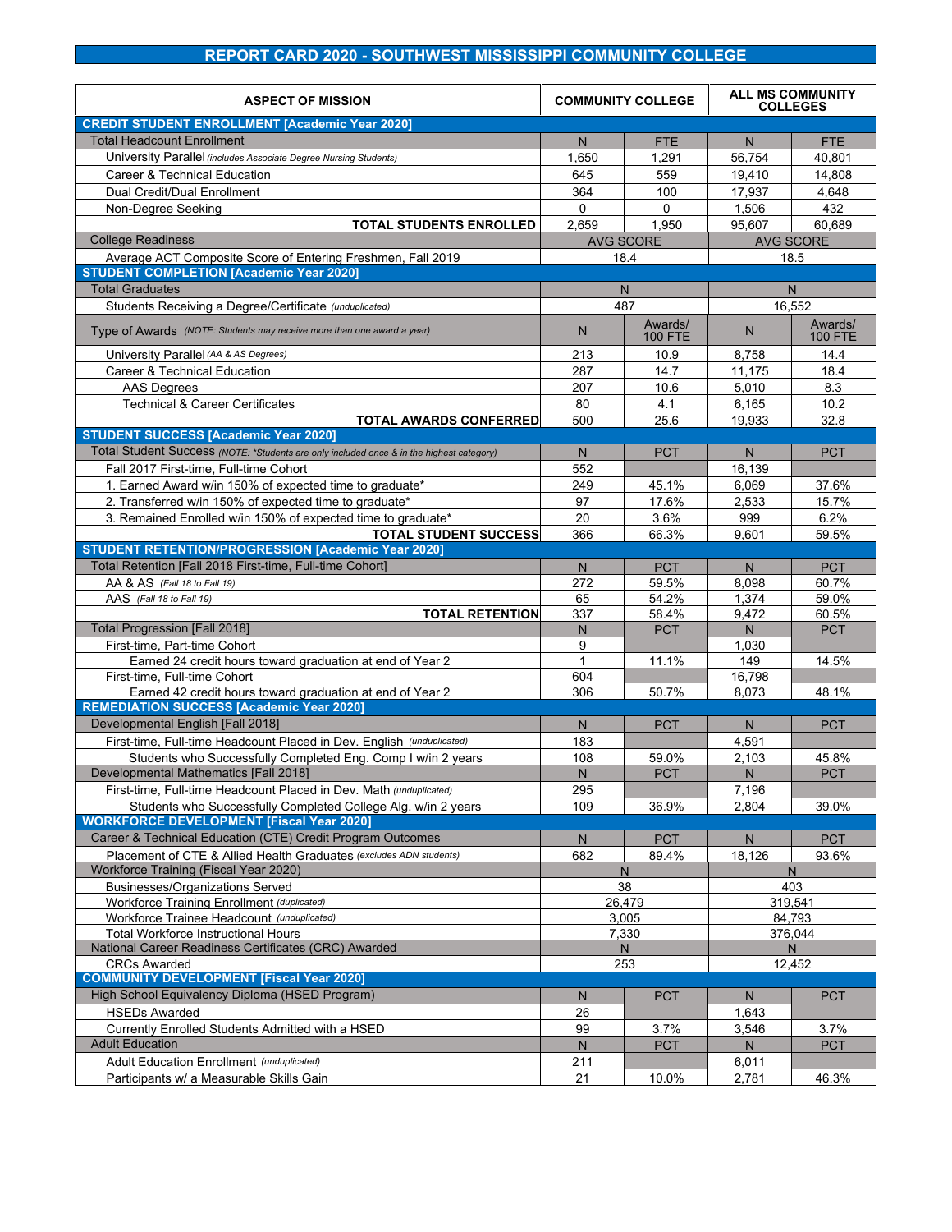## REPORT CARD 2020 - SOUTHWEST MISSISSIPPI COMMUNITY COLLEGE

| ASPECT OF MISSION | COMMUNITY COLLEGE | | ALL MS COMMUNITY COLLEGES | |
|---|---|---|---|---|
| **CREDIT STUDENT ENROLLMENT [Academic Year 2020]** | | | | |
| Total Headcount Enrollment | N | FTE | N | FTE |
| University Parallel *(includes Associate Degree Nursing Students)* | 1,650 | 1,291 | 56,754 | 40,801 |
| Career & Technical Education | 645 | 559 | 19,410 | 14,808 |
| Dual Credit/Dual Enrollment | 364 | 100 | 17,937 | 4,648 |
| Non-Degree Seeking | 0 | 0 | 1,506 | 432 |
| **TOTAL STUDENTS ENROLLED** | 2,659 | 1,950 | 95,607 | 60,689 |
| College Readiness | AVG SCORE | | AVG SCORE | |
| Average ACT Composite Score of Entering Freshmen, Fall 2019 | 18.4 | | 18.5 | |
| **STUDENT COMPLETION [Academic Year 2020]** | | | | |
| Total Graduates | N | | N | |
| Students Receiving a Degree/Certificate *(unduplicated)* | 487 | | 16,552 | |
| Type of Awards *(NOTE: Students may receive more than one award a year)* | N | Awards/ 100 FTE | N | Awards/ 100 FTE |
| University Parallel *(AA & AS Degrees)* | 213 | 10.9 | 8,758 | 14.4 |
| Career & Technical Education | 287 | 14.7 | 11,175 | 18.4 |
| AAS Degrees | 207 | 10.6 | 5,010 | 8.3 |
| Technical & Career Certificates | 80 | 4.1 | 6,165 | 10.2 |
| **TOTAL AWARDS CONFERRED** | 500 | 25.6 | 19,933 | 32.8 |
| **STUDENT SUCCESS [Academic Year 2020]** | | | | |
| Total Student Success *(NOTE: \*Students are only included once & in the highest category)* | N | PCT | N | PCT |
| Fall 2017 First-time, Full-time Cohort | 552 | | 16,139 | |
| 1. Earned Award w/in 150% of expected time to graduate* | 249 | 45.1% | 6,069 | 37.6% |
| 2. Transferred w/in 150% of expected time to graduate* | 97 | 17.6% | 2,533 | 15.7% |
| 3. Remained Enrolled w/in 150% of expected time to graduate* | 20 | 3.6% | 999 | 6.2% |
| **TOTAL STUDENT SUCCESS** | 366 | 66.3% | 9,601 | 59.5% |
| **STUDENT RETENTION/PROGRESSION [Academic Year 2020]** | | | | |
| Total Retention [Fall 2018 First-time, Full-time Cohort] | N | PCT | N | PCT |
| AA & AS *(Fall 18 to Fall 19)* | 272 | 59.5% | 8,098 | 60.7% |
| AAS *(Fall 18 to Fall 19)* | 65 | 54.2% | 1,374 | 59.0% |
| **TOTAL RETENTION** | 337 | 58.4% | 9,472 | 60.5% |
| Total Progression [Fall 2018] | N | PCT | N | PCT |
| First-time, Part-time Cohort | 9 | | 1,030 | |
| Earned 24 credit hours toward graduation at end of Year 2 | 1 | 11.1% | 149 | 14.5% |
| First-time, Full-time Cohort | 604 | | 16,798 | |
| Earned 42 credit hours toward graduation at end of Year 2 | 306 | 50.7% | 8,073 | 48.1% |
| **REMEDIATION SUCCESS [Academic Year 2020]** | | | | |
| Developmental English [Fall 2018] | N | PCT | N | PCT |
| First-time, Full-time Headcount Placed in Dev. English *(unduplicated)* | 183 | | 4,591 | |
| Students who Successfully Completed Eng. Comp I w/in 2 years | 108 | 59.0% | 2,103 | 45.8% |
| Developmental Mathematics [Fall 2018] | N | PCT | N | PCT |
| First-time, Full-time Headcount Placed in Dev. Math *(unduplicated)* | 295 | | 7,196 | |
| Students who Successfully Completed College Alg. w/in 2 years | 109 | 36.9% | 2,804 | 39.0% |
| **WORKFORCE DEVELOPMENT [Fiscal Year 2020]** | | | | |
| Career & Technical Education (CTE) Credit Program Outcomes | N | PCT | N | PCT |
| Placement of CTE & Allied Health Graduates *(excludes ADN students)* | 682 | 89.4% | 18,126 | 93.6% |
| Workforce Training (Fiscal Year 2020) | N | | N | |
| Businesses/Organizations Served | 38 | | 403 | |
| Workforce Training Enrollment *(duplicated)* | 26,479 | | 319,541 | |
| Workforce Trainee Headcount *(unduplicated)* | 3,005 | | 84,793 | |
| Total Workforce Instructional Hours | 7,330 | | 376,044 | |
| National Career Readiness Certificates (CRC) Awarded | N | | N | |
| CRCs Awarded | 253 | | 12,452 | |
| **COMMUNITY DEVELOPMENT [Fiscal Year 2020]** | | | | |
| High School Equivalency Diploma (HSED Program) | N | PCT | N | PCT |
| HSEDs Awarded | 26 | | 1,643 | |
| Currently Enrolled Students Admitted with a HSED | 99 | 3.7% | 3,546 | 3.7% |
| Adult Education | N | PCT | N | PCT |
| Adult Education Enrollment *(unduplicated)* | 211 | | 6,011 | |
| Participants w/ a Measurable Skills Gain | 21 | 10.0% | 2,781 | 46.3% |